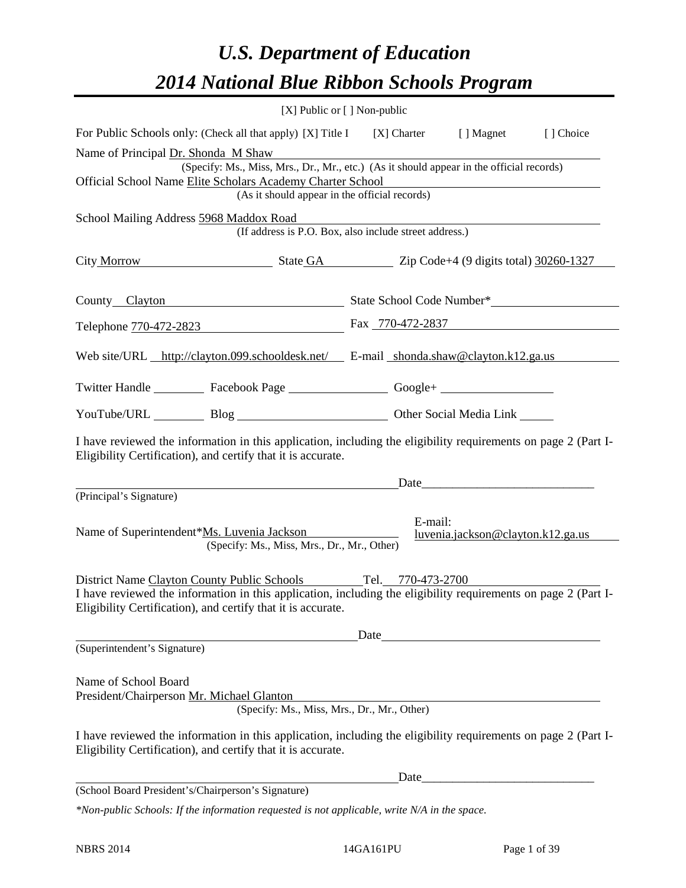# *U.S. Department of Education*

# *2014 National Blue Ribbon Schools Program*

[X] Public or [ ] Non-public

For Public Schools only: (Check all that apply) [X] Title I [X] Charter [ ] Magnet [ ] Choice

Name of Principal Dr. Shonda M Shaw
(Specify: Ms., Miss, Mrs., Dr., Mr., etc.) (As it should appear in the official records)

Official School Name Elite Scholars Academy Charter School
(As it should appear in the official records)

School Mailing Address 5968 Maddox Road
(If address is P.O. Box, also include street address.)

City Morrow State GA Zip Code+4 (9 digits total) 30260-1327

County Clayton State School Code Number*

Telephone 770-472-2823 Fax 770-472-2837

Web site/URL http://clayton.099.schooldesk.net/ E-mail shonda.shaw@clayton.k12.ga.us

Twitter Handle ________ Facebook Page ________________ Google+ __________________

YouTube/URL ________ Blog ________________________ Other Social Media Link ______

I have reviewed the information in this application, including the eligibility requirements on page 2 (Part I-Eligibility Certification), and certify that it is accurate.

_______________________________________________ Date____________________________
(Principal's Signature)

Name of Superintendent*Ms. Luvenia Jackson E-mail: luvenia.jackson@clayton.k12.ga.us
(Specify: Ms., Miss, Mrs., Dr., Mr., Other)

District Name Clayton County Public Schools Tel. 770-473-2700

I have reviewed the information in this application, including the eligibility requirements on page 2 (Part I-Eligibility Certification), and certify that it is accurate.

_______________________________________________ Date____________________________
(Superintendent's Signature)

Name of School Board
President/Chairperson Mr. Michael Glanton
(Specify: Ms., Miss, Mrs., Dr., Mr., Other)

I have reviewed the information in this application, including the eligibility requirements on page 2 (Part I-Eligibility Certification), and certify that it is accurate.

_______________________________________________ Date____________________________
(School Board President's/Chairperson's Signature)

*\*Non-public Schools: If the information requested is not applicable, write N/A in the space.*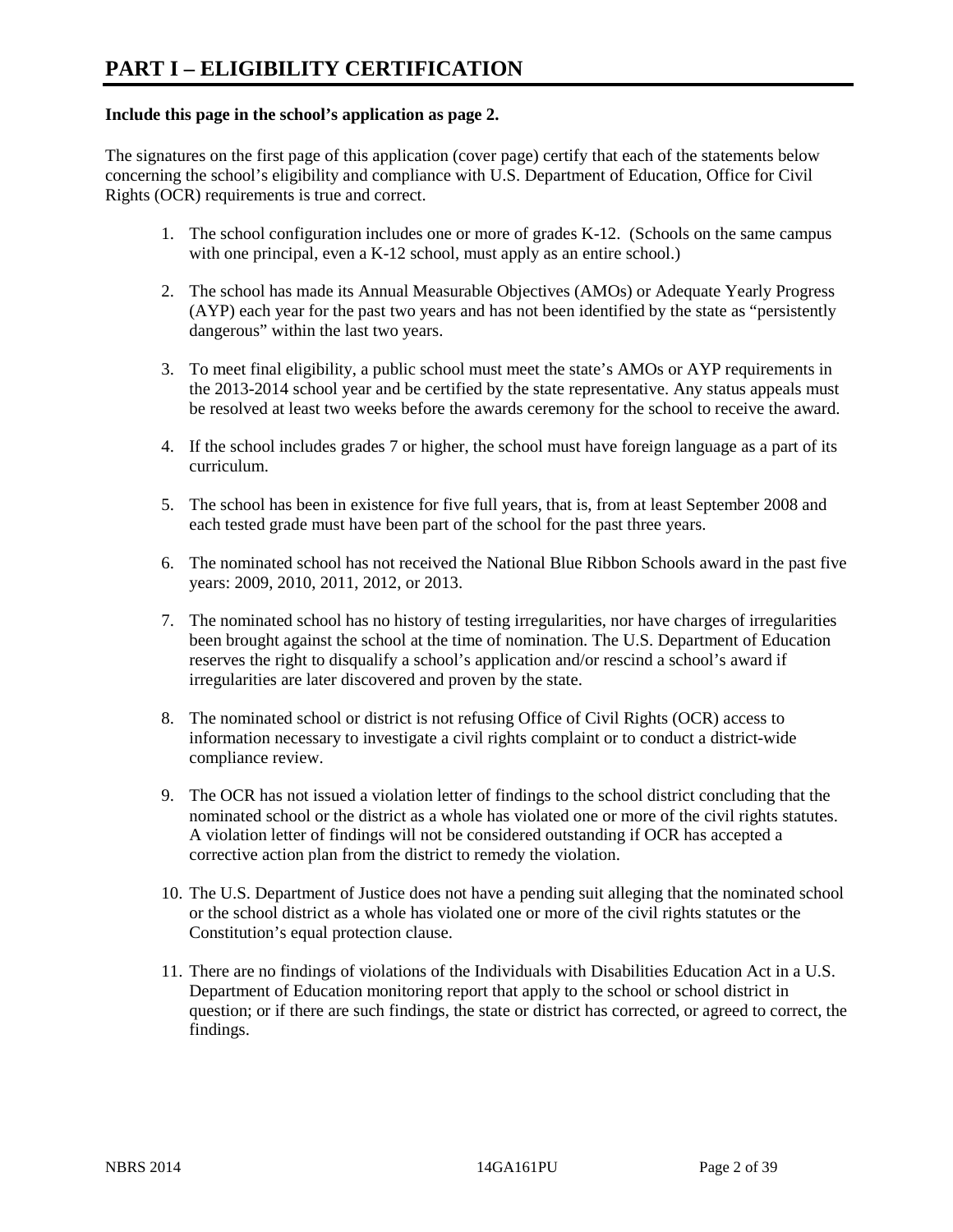# PART I – ELIGIBILITY CERTIFICATION

**Include this page in the school's application as page 2.**

The signatures on the first page of this application (cover page) certify that each of the statements below concerning the school's eligibility and compliance with U.S. Department of Education, Office for Civil Rights (OCR) requirements is true and correct.

1. The school configuration includes one or more of grades K-12. (Schools on the same campus with one principal, even a K-12 school, must apply as an entire school.)

2. The school has made its Annual Measurable Objectives (AMOs) or Adequate Yearly Progress (AYP) each year for the past two years and has not been identified by the state as "persistently dangerous" within the last two years.

3. To meet final eligibility, a public school must meet the state's AMOs or AYP requirements in the 2013-2014 school year and be certified by the state representative. Any status appeals must be resolved at least two weeks before the awards ceremony for the school to receive the award.

4. If the school includes grades 7 or higher, the school must have foreign language as a part of its curriculum.

5. The school has been in existence for five full years, that is, from at least September 2008 and each tested grade must have been part of the school for the past three years.

6. The nominated school has not received the National Blue Ribbon Schools award in the past five years: 2009, 2010, 2011, 2012, or 2013.

7. The nominated school has no history of testing irregularities, nor have charges of irregularities been brought against the school at the time of nomination. The U.S. Department of Education reserves the right to disqualify a school's application and/or rescind a school's award if irregularities are later discovered and proven by the state.

8. The nominated school or district is not refusing Office of Civil Rights (OCR) access to information necessary to investigate a civil rights complaint or to conduct a district-wide compliance review.

9. The OCR has not issued a violation letter of findings to the school district concluding that the nominated school or the district as a whole has violated one or more of the civil rights statutes. A violation letter of findings will not be considered outstanding if OCR has accepted a corrective action plan from the district to remedy the violation.

10. The U.S. Department of Justice does not have a pending suit alleging that the nominated school or the school district as a whole has violated one or more of the civil rights statutes or the Constitution's equal protection clause.

11. There are no findings of violations of the Individuals with Disabilities Education Act in a U.S. Department of Education monitoring report that apply to the school or school district in question; or if there are such findings, the state or district has corrected, or agreed to correct, the findings.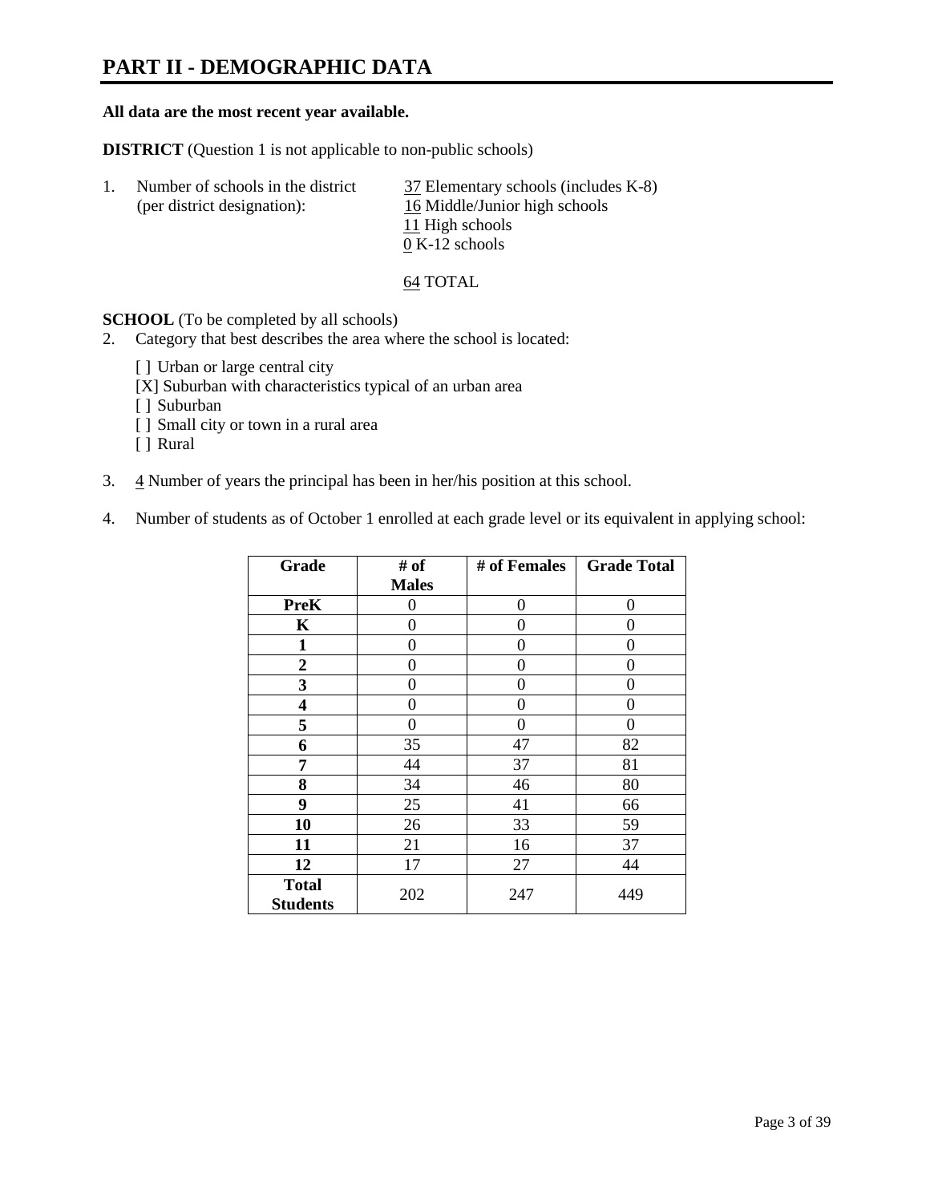# PART II - DEMOGRAPHIC DATA

**All data are the most recent year available.**

**DISTRICT** (Question 1 is not applicable to non-public schools)

1. Number of schools in the district (per district designation):
   - 37 Elementary schools (includes K-8)
   - 16 Middle/Junior high schools
   - 11 High schools
   - 0 K-12 schools

   64 TOTAL

**SCHOOL** (To be completed by all schools)

2. Category that best describes the area where the school is located:

   [ ] Urban or large central city
   [X] Suburban with characteristics typical of an urban area
   [ ] Suburban
   [ ] Small city or town in a rural area
   [ ] Rural

3. 4 Number of years the principal has been in her/his position at this school.

4. Number of students as of October 1 enrolled at each grade level or its equivalent in applying school:

| Grade | # of Males | # of Females | Grade Total |
|---|---|---|---|
| **PreK** | 0 | 0 | 0 |
| **K** | 0 | 0 | 0 |
| **1** | 0 | 0 | 0 |
| **2** | 0 | 0 | 0 |
| **3** | 0 | 0 | 0 |
| **4** | 0 | 0 | 0 |
| **5** | 0 | 0 | 0 |
| **6** | 35 | 47 | 82 |
| **7** | 44 | 37 | 81 |
| **8** | 34 | 46 | 80 |
| **9** | 25 | 41 | 66 |
| **10** | 26 | 33 | 59 |
| **11** | 21 | 16 | 37 |
| **12** | 17 | 27 | 44 |
| **Total Students** | 202 | 247 | 449 |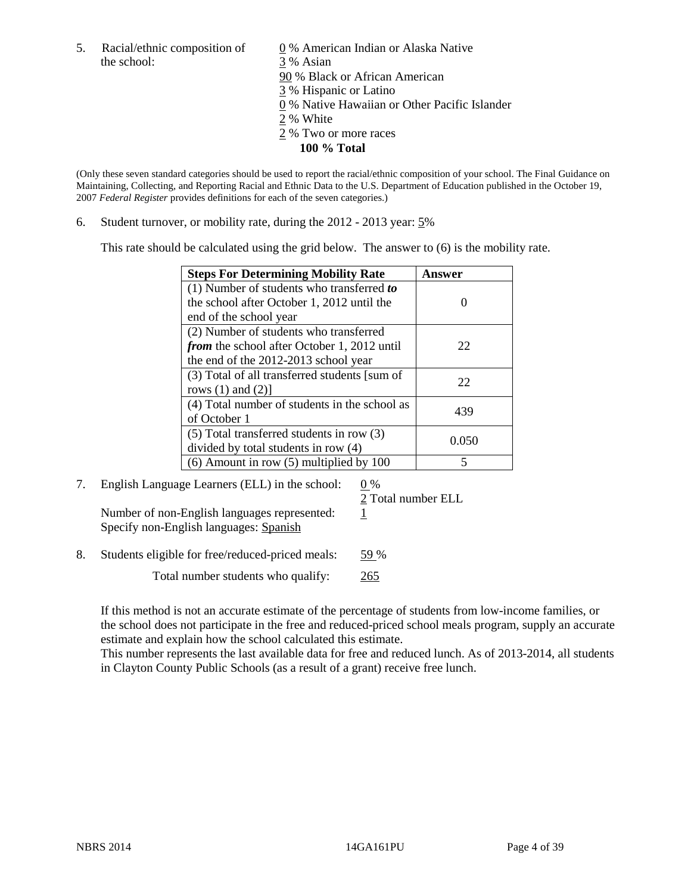5. Racial/ethnic composition of the school:

0 % American Indian or Alaska Native
3 % Asian
90 % Black or African American
3 % Hispanic or Latino
0 % Native Hawaiian or Other Pacific Islander
2 % White
2 % Two or more races
**100 % Total**

(Only these seven standard categories should be used to report the racial/ethnic composition of your school. The Final Guidance on Maintaining, Collecting, and Reporting Racial and Ethnic Data to the U.S. Department of Education published in the October 19, 2007 *Federal Register* provides definitions for each of the seven categories.)

6. Student turnover, or mobility rate, during the 2012 - 2013 year: 5%

This rate should be calculated using the grid below. The answer to (6) is the mobility rate.

| **Steps For Determining Mobility Rate** | **Answer** |
|---|---|
| (1) Number of students who transferred ***to*** the school after October 1, 2012 until the end of the school year | 0 |
| (2) Number of students who transferred ***from*** the school after October 1, 2012 until the end of the 2012-2013 school year | 22 |
| (3) Total of all transferred students [sum of rows (1) and (2)] | 22 |
| (4) Total number of students in the school as of October 1 | 439 |
| (5) Total transferred students in row (3) divided by total students in row (4) | 0.050 |
| (6) Amount in row (5) multiplied by 100 | 5 |

7. English Language Learners (ELL) in the school: 0 %
2 Total number ELL
Number of non-English languages represented: 1
Specify non-English languages: Spanish

8. Students eligible for free/reduced-priced meals: 59 %
Total number students who qualify: 265

If this method is not an accurate estimate of the percentage of students from low-income families, or the school does not participate in the free and reduced-priced school meals program, supply an accurate estimate and explain how the school calculated this estimate.
This number represents the last available data for free and reduced lunch. As of 2013-2014, all students in Clayton County Public Schools (as a result of a grant) receive free lunch.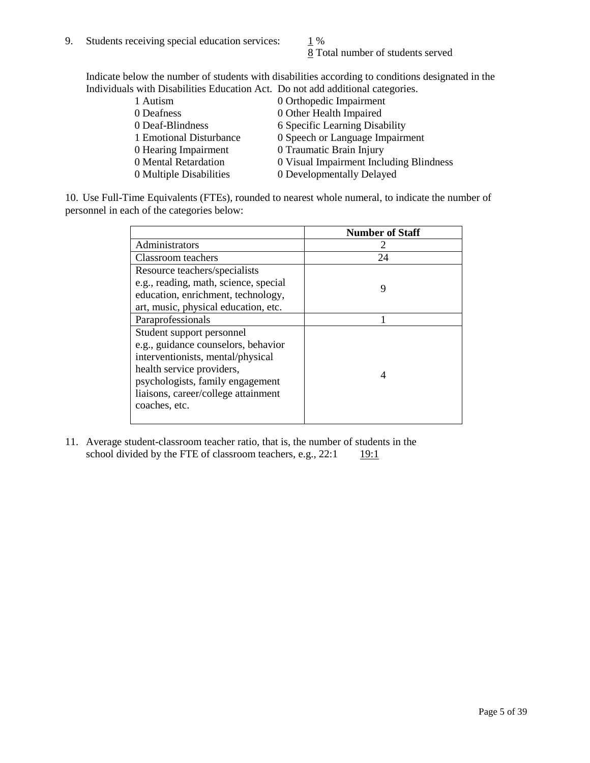9. Students receiving special education services: 1 %
   8 Total number of students served

Indicate below the number of students with disabilities according to conditions designated in the Individuals with Disabilities Education Act. Do not add additional categories.

| | |
|---|---|
| 1 Autism | 0 Orthopedic Impairment |
| 0 Deafness | 0 Other Health Impaired |
| 0 Deaf-Blindness | 6 Specific Learning Disability |
| 1 Emotional Disturbance | 0 Speech or Language Impairment |
| 0 Hearing Impairment | 0 Traumatic Brain Injury |
| 0 Mental Retardation | 0 Visual Impairment Including Blindness |
| 0 Multiple Disabilities | 0 Developmentally Delayed |

10. Use Full-Time Equivalents (FTEs), rounded to nearest whole numeral, to indicate the number of personnel in each of the categories below:

| | Number of Staff |
|---|---|
| Administrators | 2 |
| Classroom teachers | 24 |
| Resource teachers/specialists e.g., reading, math, science, special education, enrichment, technology, art, music, physical education, etc. | 9 |
| Paraprofessionals | 1 |
| Student support personnel e.g., guidance counselors, behavior interventionists, mental/physical health service providers, psychologists, family engagement liaisons, career/college attainment coaches, etc. | 4 |

11. Average student-classroom teacher ratio, that is, the number of students in the school divided by the FTE of classroom teachers, e.g., 22:1 19:1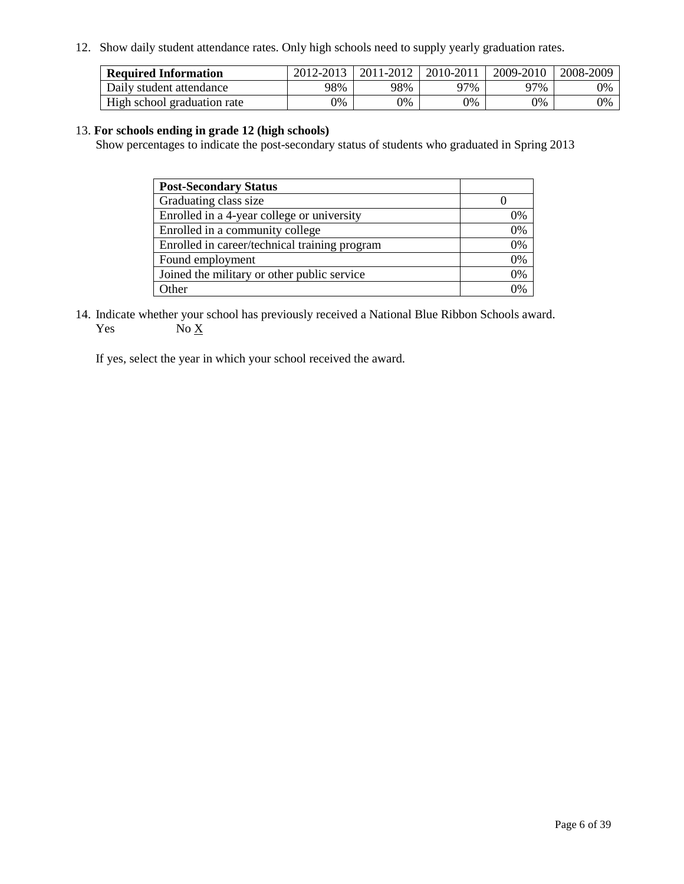12. Show daily student attendance rates. Only high schools need to supply yearly graduation rates.

| **Required Information** | 2012-2013 | 2011-2012 | 2010-2011 | 2009-2010 | 2008-2009 |
|---|---|---|---|---|---|
| Daily student attendance | 98% | 98% | 97% | 97% | 0% |
| High school graduation rate | 0% | 0% | 0% | 0% | 0% |

13. **For schools ending in grade 12 (high schools)**
Show percentages to indicate the post-secondary status of students who graduated in Spring 2013

| **Post-Secondary Status** | |
|---|---|
| Graduating class size | 0 |
| Enrolled in a 4-year college or university | 0% |
| Enrolled in a community college | 0% |
| Enrolled in career/technical training program | 0% |
| Found employment | 0% |
| Joined the military or other public service | 0% |
| Other | 0% |

14. Indicate whether your school has previously received a National Blue Ribbon Schools award.
Yes No X

If yes, select the year in which your school received the award.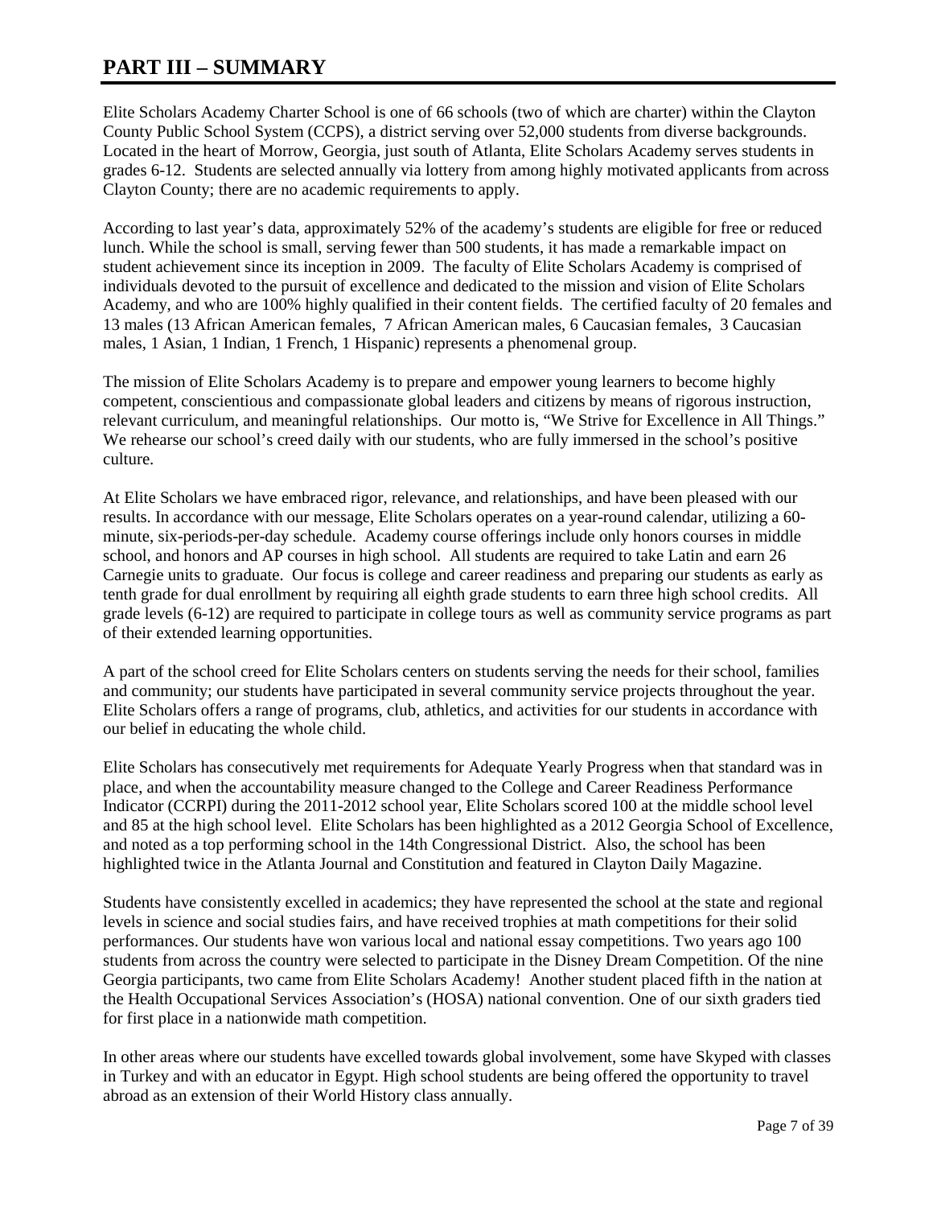# PART III – SUMMARY

Elite Scholars Academy Charter School is one of 66 schools (two of which are charter) within the Clayton County Public School System (CCPS), a district serving over 52,000 students from diverse backgrounds. Located in the heart of Morrow, Georgia, just south of Atlanta, Elite Scholars Academy serves students in grades 6-12. Students are selected annually via lottery from among highly motivated applicants from across Clayton County; there are no academic requirements to apply.

According to last year's data, approximately 52% of the academy's students are eligible for free or reduced lunch. While the school is small, serving fewer than 500 students, it has made a remarkable impact on student achievement since its inception in 2009. The faculty of Elite Scholars Academy is comprised of individuals devoted to the pursuit of excellence and dedicated to the mission and vision of Elite Scholars Academy, and who are 100% highly qualified in their content fields. The certified faculty of 20 females and 13 males (13 African American females, 7 African American males, 6 Caucasian females, 3 Caucasian males, 1 Asian, 1 Indian, 1 French, 1 Hispanic) represents a phenomenal group.

The mission of Elite Scholars Academy is to prepare and empower young learners to become highly competent, conscientious and compassionate global leaders and citizens by means of rigorous instruction, relevant curriculum, and meaningful relationships. Our motto is, "We Strive for Excellence in All Things." We rehearse our school's creed daily with our students, who are fully immersed in the school's positive culture.

At Elite Scholars we have embraced rigor, relevance, and relationships, and have been pleased with our results. In accordance with our message, Elite Scholars operates on a year-round calendar, utilizing a 60-minute, six-periods-per-day schedule. Academy course offerings include only honors courses in middle school, and honors and AP courses in high school. All students are required to take Latin and earn 26 Carnegie units to graduate. Our focus is college and career readiness and preparing our students as early as tenth grade for dual enrollment by requiring all eighth grade students to earn three high school credits. All grade levels (6-12) are required to participate in college tours as well as community service programs as part of their extended learning opportunities.

A part of the school creed for Elite Scholars centers on students serving the needs for their school, families and community; our students have participated in several community service projects throughout the year. Elite Scholars offers a range of programs, club, athletics, and activities for our students in accordance with our belief in educating the whole child.

Elite Scholars has consecutively met requirements for Adequate Yearly Progress when that standard was in place, and when the accountability measure changed to the College and Career Readiness Performance Indicator (CCRPI) during the 2011-2012 school year, Elite Scholars scored 100 at the middle school level and 85 at the high school level. Elite Scholars has been highlighted as a 2012 Georgia School of Excellence, and noted as a top performing school in the 14th Congressional District. Also, the school has been highlighted twice in the Atlanta Journal and Constitution and featured in Clayton Daily Magazine.

Students have consistently excelled in academics; they have represented the school at the state and regional levels in science and social studies fairs, and have received trophies at math competitions for their solid performances. Our students have won various local and national essay competitions. Two years ago 100 students from across the country were selected to participate in the Disney Dream Competition. Of the nine Georgia participants, two came from Elite Scholars Academy! Another student placed fifth in the nation at the Health Occupational Services Association's (HOSA) national convention. One of our sixth graders tied for first place in a nationwide math competition.

In other areas where our students have excelled towards global involvement, some have Skyped with classes in Turkey and with an educator in Egypt. High school students are being offered the opportunity to travel abroad as an extension of their World History class annually.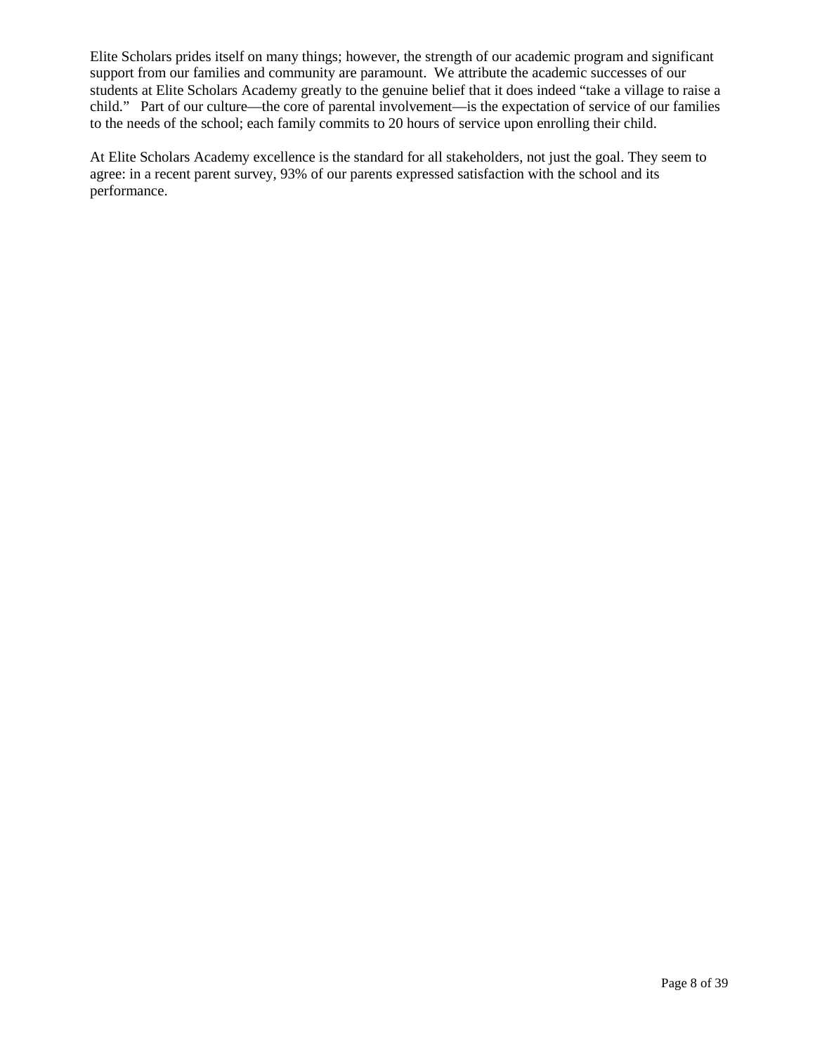Elite Scholars prides itself on many things; however, the strength of our academic program and significant support from our families and community are paramount. We attribute the academic successes of our students at Elite Scholars Academy greatly to the genuine belief that it does indeed “take a village to raise a child.” Part of our culture—the core of parental involvement—is the expectation of service of our families to the needs of the school; each family commits to 20 hours of service upon enrolling their child.

At Elite Scholars Academy excellence is the standard for all stakeholders, not just the goal. They seem to agree: in a recent parent survey, 93% of our parents expressed satisfaction with the school and its performance.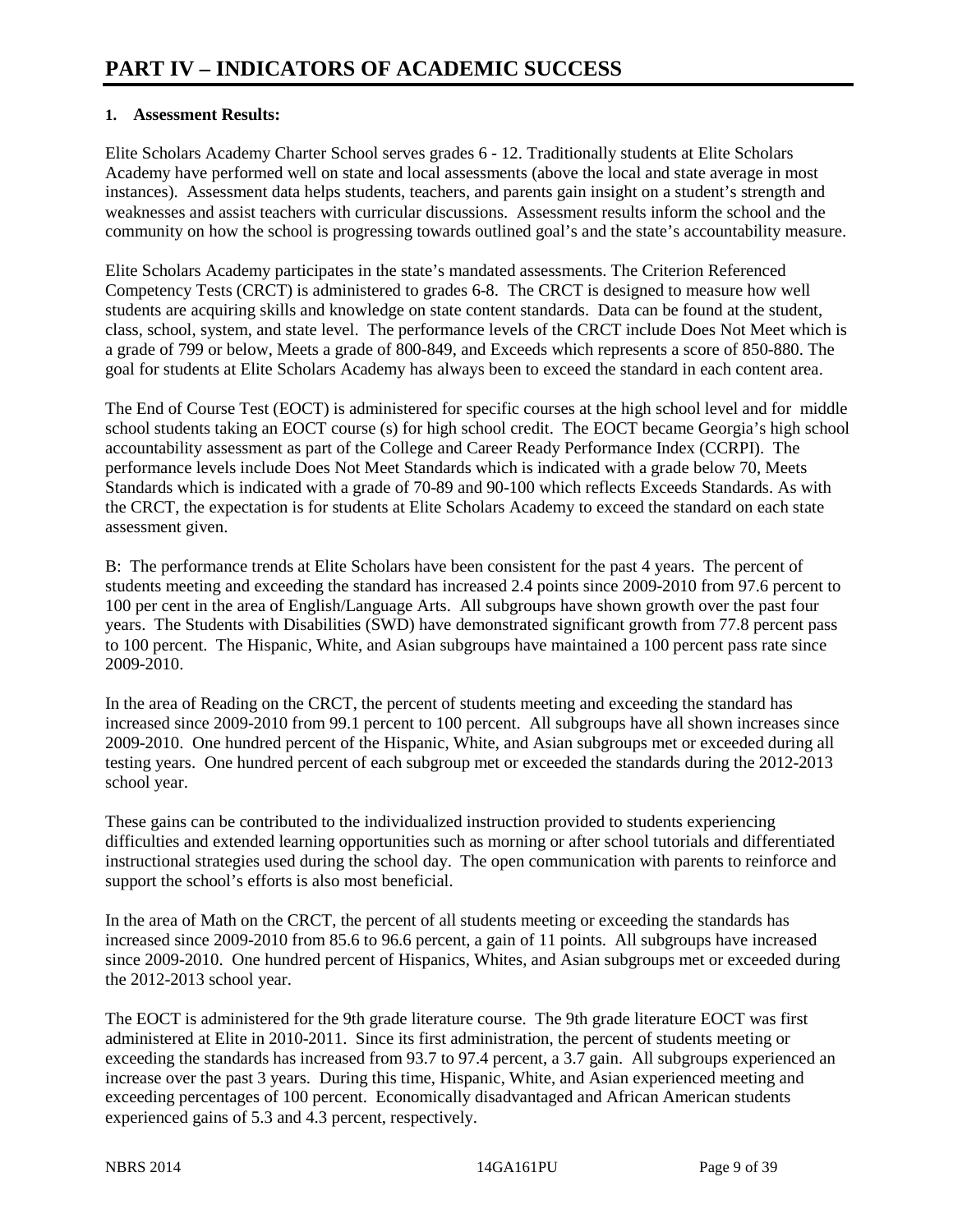# PART IV – INDICATORS OF ACADEMIC SUCCESS

**1. Assessment Results:**

Elite Scholars Academy Charter School serves grades 6 - 12. Traditionally students at Elite Scholars Academy have performed well on state and local assessments (above the local and state average in most instances). Assessment data helps students, teachers, and parents gain insight on a student's strength and weaknesses and assist teachers with curricular discussions. Assessment results inform the school and the community on how the school is progressing towards outlined goal's and the state's accountability measure.

Elite Scholars Academy participates in the state's mandated assessments. The Criterion Referenced Competency Tests (CRCT) is administered to grades 6-8. The CRCT is designed to measure how well students are acquiring skills and knowledge on state content standards. Data can be found at the student, class, school, system, and state level. The performance levels of the CRCT include Does Not Meet which is a grade of 799 or below, Meets a grade of 800-849, and Exceeds which represents a score of 850-880. The goal for students at Elite Scholars Academy has always been to exceed the standard in each content area.

The End of Course Test (EOCT) is administered for specific courses at the high school level and for middle school students taking an EOCT course (s) for high school credit. The EOCT became Georgia's high school accountability assessment as part of the College and Career Ready Performance Index (CCRPI). The performance levels include Does Not Meet Standards which is indicated with a grade below 70, Meets Standards which is indicated with a grade of 70-89 and 90-100 which reflects Exceeds Standards. As with the CRCT, the expectation is for students at Elite Scholars Academy to exceed the standard on each state assessment given.

B: The performance trends at Elite Scholars have been consistent for the past 4 years. The percent of students meeting and exceeding the standard has increased 2.4 points since 2009-2010 from 97.6 percent to 100 per cent in the area of English/Language Arts. All subgroups have shown growth over the past four years. The Students with Disabilities (SWD) have demonstrated significant growth from 77.8 percent pass to 100 percent. The Hispanic, White, and Asian subgroups have maintained a 100 percent pass rate since 2009-2010.

In the area of Reading on the CRCT, the percent of students meeting and exceeding the standard has increased since 2009-2010 from 99.1 percent to 100 percent. All subgroups have all shown increases since 2009-2010. One hundred percent of the Hispanic, White, and Asian subgroups met or exceeded during all testing years. One hundred percent of each subgroup met or exceeded the standards during the 2012-2013 school year.

These gains can be contributed to the individualized instruction provided to students experiencing difficulties and extended learning opportunities such as morning or after school tutorials and differentiated instructional strategies used during the school day. The open communication with parents to reinforce and support the school's efforts is also most beneficial.

In the area of Math on the CRCT, the percent of all students meeting or exceeding the standards has increased since 2009-2010 from 85.6 to 96.6 percent, a gain of 11 points. All subgroups have increased since 2009-2010. One hundred percent of Hispanics, Whites, and Asian subgroups met or exceeded during the 2012-2013 school year.

The EOCT is administered for the 9th grade literature course. The 9th grade literature EOCT was first administered at Elite in 2010-2011. Since its first administration, the percent of students meeting or exceeding the standards has increased from 93.7 to 97.4 percent, a 3.7 gain. All subgroups experienced an increase over the past 3 years. During this time, Hispanic, White, and Asian experienced meeting and exceeding percentages of 100 percent. Economically disadvantaged and African American students experienced gains of 5.3 and 4.3 percent, respectively.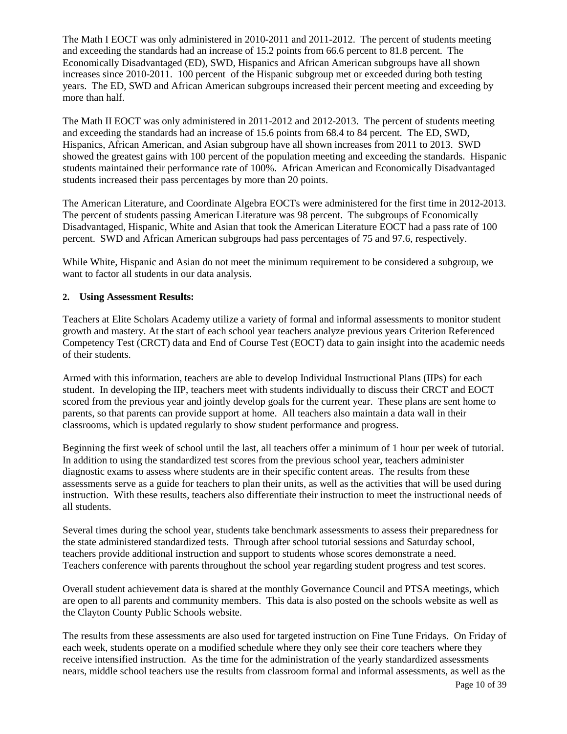The Math I EOCT was only administered in 2010-2011 and 2011-2012. The percent of students meeting and exceeding the standards had an increase of 15.2 points from 66.6 percent to 81.8 percent. The Economically Disadvantaged (ED), SWD, Hispanics and African American subgroups have all shown increases since 2010-2011. 100 percent of the Hispanic subgroup met or exceeded during both testing years. The ED, SWD and African American subgroups increased their percent meeting and exceeding by more than half.

The Math II EOCT was only administered in 2011-2012 and 2012-2013. The percent of students meeting and exceeding the standards had an increase of 15.6 points from 68.4 to 84 percent. The ED, SWD, Hispanics, African American, and Asian subgroup have all shown increases from 2011 to 2013. SWD showed the greatest gains with 100 percent of the population meeting and exceeding the standards. Hispanic students maintained their performance rate of 100%. African American and Economically Disadvantaged students increased their pass percentages by more than 20 points.

The American Literature, and Coordinate Algebra EOCTs were administered for the first time in 2012-2013. The percent of students passing American Literature was 98 percent. The subgroups of Economically Disadvantaged, Hispanic, White and Asian that took the American Literature EOCT had a pass rate of 100 percent. SWD and African American subgroups had pass percentages of 75 and 97.6, respectively.

While White, Hispanic and Asian do not meet the minimum requirement to be considered a subgroup, we want to factor all students in our data analysis.

**2. Using Assessment Results:**

Teachers at Elite Scholars Academy utilize a variety of formal and informal assessments to monitor student growth and mastery. At the start of each school year teachers analyze previous years Criterion Referenced Competency Test (CRCT) data and End of Course Test (EOCT) data to gain insight into the academic needs of their students.

Armed with this information, teachers are able to develop Individual Instructional Plans (IIPs) for each student. In developing the IIP, teachers meet with students individually to discuss their CRCT and EOCT scored from the previous year and jointly develop goals for the current year. These plans are sent home to parents, so that parents can provide support at home. All teachers also maintain a data wall in their classrooms, which is updated regularly to show student performance and progress.

Beginning the first week of school until the last, all teachers offer a minimum of 1 hour per week of tutorial. In addition to using the standardized test scores from the previous school year, teachers administer diagnostic exams to assess where students are in their specific content areas. The results from these assessments serve as a guide for teachers to plan their units, as well as the activities that will be used during instruction. With these results, teachers also differentiate their instruction to meet the instructional needs of all students.

Several times during the school year, students take benchmark assessments to assess their preparedness for the state administered standardized tests. Through after school tutorial sessions and Saturday school, teachers provide additional instruction and support to students whose scores demonstrate a need. Teachers conference with parents throughout the school year regarding student progress and test scores.

Overall student achievement data is shared at the monthly Governance Council and PTSA meetings, which are open to all parents and community members. This data is also posted on the schools website as well as the Clayton County Public Schools website.

The results from these assessments are also used for targeted instruction on Fine Tune Fridays. On Friday of each week, students operate on a modified schedule where they only see their core teachers where they receive intensified instruction. As the time for the administration of the yearly standardized assessments nears, middle school teachers use the results from classroom formal and informal assessments, as well as the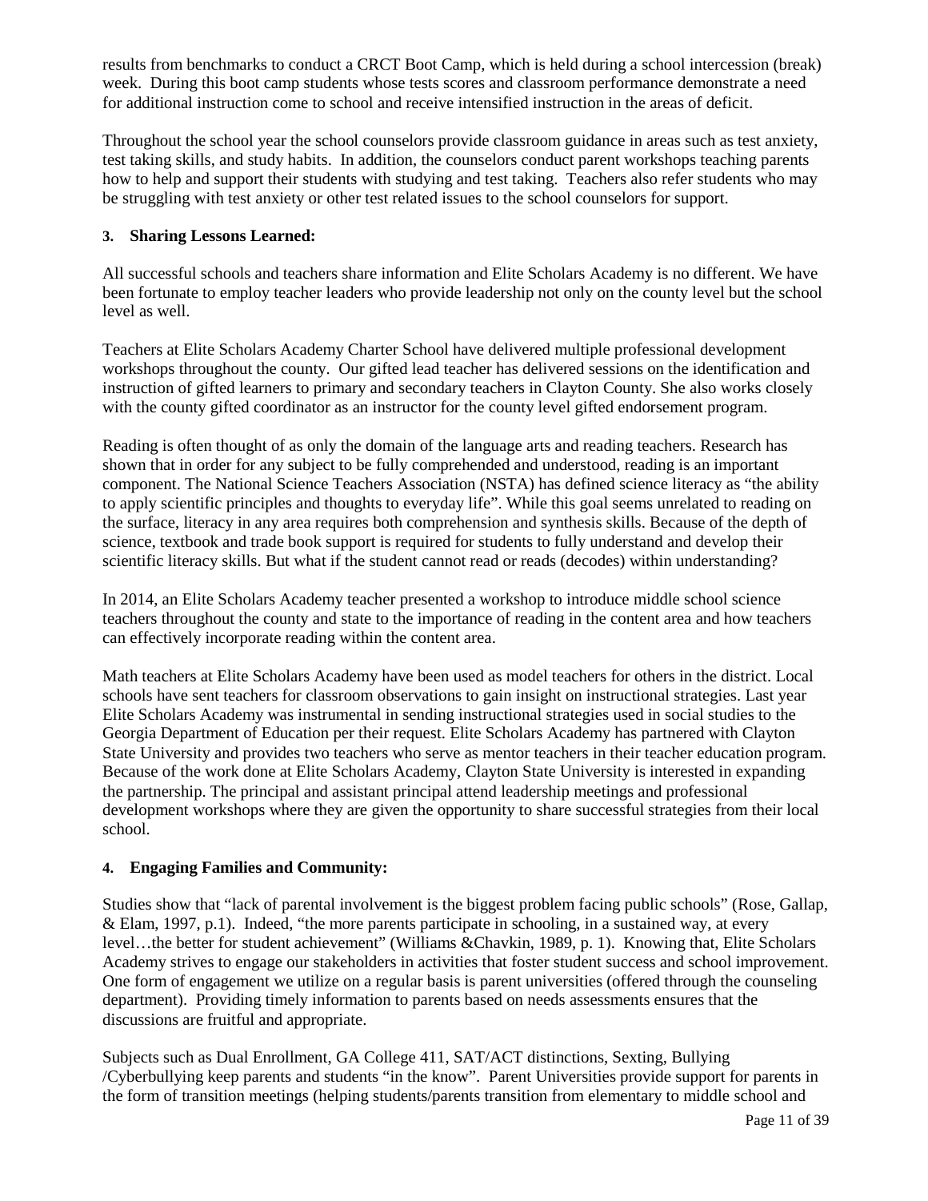results from benchmarks to conduct a CRCT Boot Camp, which is held during a school intercession (break) week. During this boot camp students whose tests scores and classroom performance demonstrate a need for additional instruction come to school and receive intensified instruction in the areas of deficit.

Throughout the school year the school counselors provide classroom guidance in areas such as test anxiety, test taking skills, and study habits. In addition, the counselors conduct parent workshops teaching parents how to help and support their students with studying and test taking. Teachers also refer students who may be struggling with test anxiety or other test related issues to the school counselors for support.

### 3. Sharing Lessons Learned:

All successful schools and teachers share information and Elite Scholars Academy is no different. We have been fortunate to employ teacher leaders who provide leadership not only on the county level but the school level as well.

Teachers at Elite Scholars Academy Charter School have delivered multiple professional development workshops throughout the county. Our gifted lead teacher has delivered sessions on the identification and instruction of gifted learners to primary and secondary teachers in Clayton County. She also works closely with the county gifted coordinator as an instructor for the county level gifted endorsement program.

Reading is often thought of as only the domain of the language arts and reading teachers. Research has shown that in order for any subject to be fully comprehended and understood, reading is an important component. The National Science Teachers Association (NSTA) has defined science literacy as "the ability to apply scientific principles and thoughts to everyday life". While this goal seems unrelated to reading on the surface, literacy in any area requires both comprehension and synthesis skills. Because of the depth of science, textbook and trade book support is required for students to fully understand and develop their scientific literacy skills. But what if the student cannot read or reads (decodes) within understanding?

In 2014, an Elite Scholars Academy teacher presented a workshop to introduce middle school science teachers throughout the county and state to the importance of reading in the content area and how teachers can effectively incorporate reading within the content area.

Math teachers at Elite Scholars Academy have been used as model teachers for others in the district. Local schools have sent teachers for classroom observations to gain insight on instructional strategies. Last year Elite Scholars Academy was instrumental in sending instructional strategies used in social studies to the Georgia Department of Education per their request. Elite Scholars Academy has partnered with Clayton State University and provides two teachers who serve as mentor teachers in their teacher education program. Because of the work done at Elite Scholars Academy, Clayton State University is interested in expanding the partnership. The principal and assistant principal attend leadership meetings and professional development workshops where they are given the opportunity to share successful strategies from their local school.

### 4. Engaging Families and Community:

Studies show that "lack of parental involvement is the biggest problem facing public schools" (Rose, Gallap, & Elam, 1997, p.1). Indeed, "the more parents participate in schooling, in a sustained way, at every level…the better for student achievement" (Williams &Chavkin, 1989, p. 1). Knowing that, Elite Scholars Academy strives to engage our stakeholders in activities that foster student success and school improvement. One form of engagement we utilize on a regular basis is parent universities (offered through the counseling department). Providing timely information to parents based on needs assessments ensures that the discussions are fruitful and appropriate.

Subjects such as Dual Enrollment, GA College 411, SAT/ACT distinctions, Sexting, Bullying /Cyberbullying keep parents and students "in the know". Parent Universities provide support for parents in the form of transition meetings (helping students/parents transition from elementary to middle school and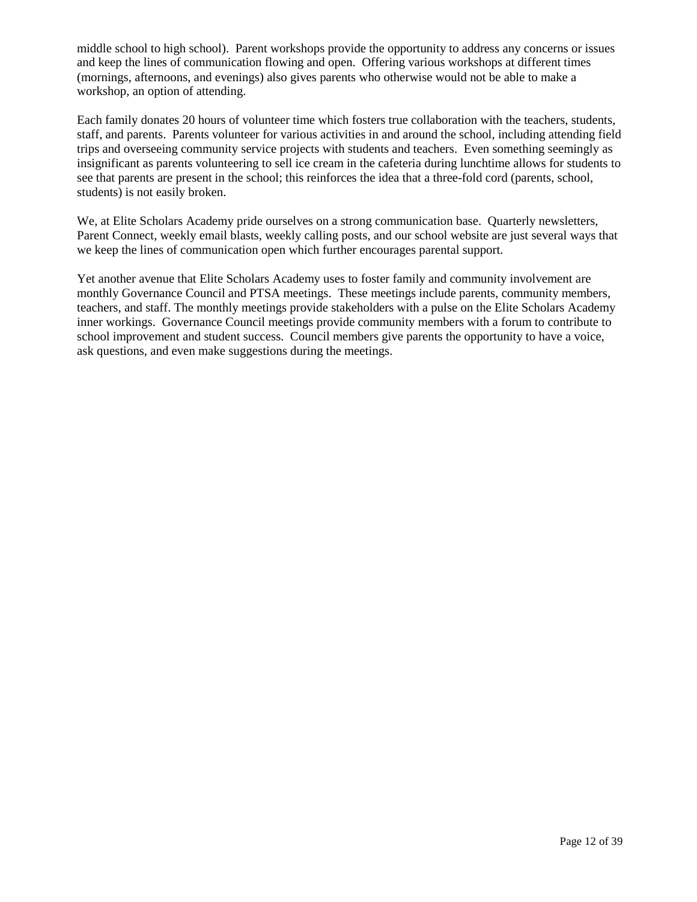middle school to high school). Parent workshops provide the opportunity to address any concerns or issues and keep the lines of communication flowing and open. Offering various workshops at different times (mornings, afternoons, and evenings) also gives parents who otherwise would not be able to make a workshop, an option of attending.

Each family donates 20 hours of volunteer time which fosters true collaboration with the teachers, students, staff, and parents. Parents volunteer for various activities in and around the school, including attending field trips and overseeing community service projects with students and teachers. Even something seemingly as insignificant as parents volunteering to sell ice cream in the cafeteria during lunchtime allows for students to see that parents are present in the school; this reinforces the idea that a three-fold cord (parents, school, students) is not easily broken.

We, at Elite Scholars Academy pride ourselves on a strong communication base. Quarterly newsletters, Parent Connect, weekly email blasts, weekly calling posts, and our school website are just several ways that we keep the lines of communication open which further encourages parental support.

Yet another avenue that Elite Scholars Academy uses to foster family and community involvement are monthly Governance Council and PTSA meetings. These meetings include parents, community members, teachers, and staff. The monthly meetings provide stakeholders with a pulse on the Elite Scholars Academy inner workings. Governance Council meetings provide community members with a forum to contribute to school improvement and student success. Council members give parents the opportunity to have a voice, ask questions, and even make suggestions during the meetings.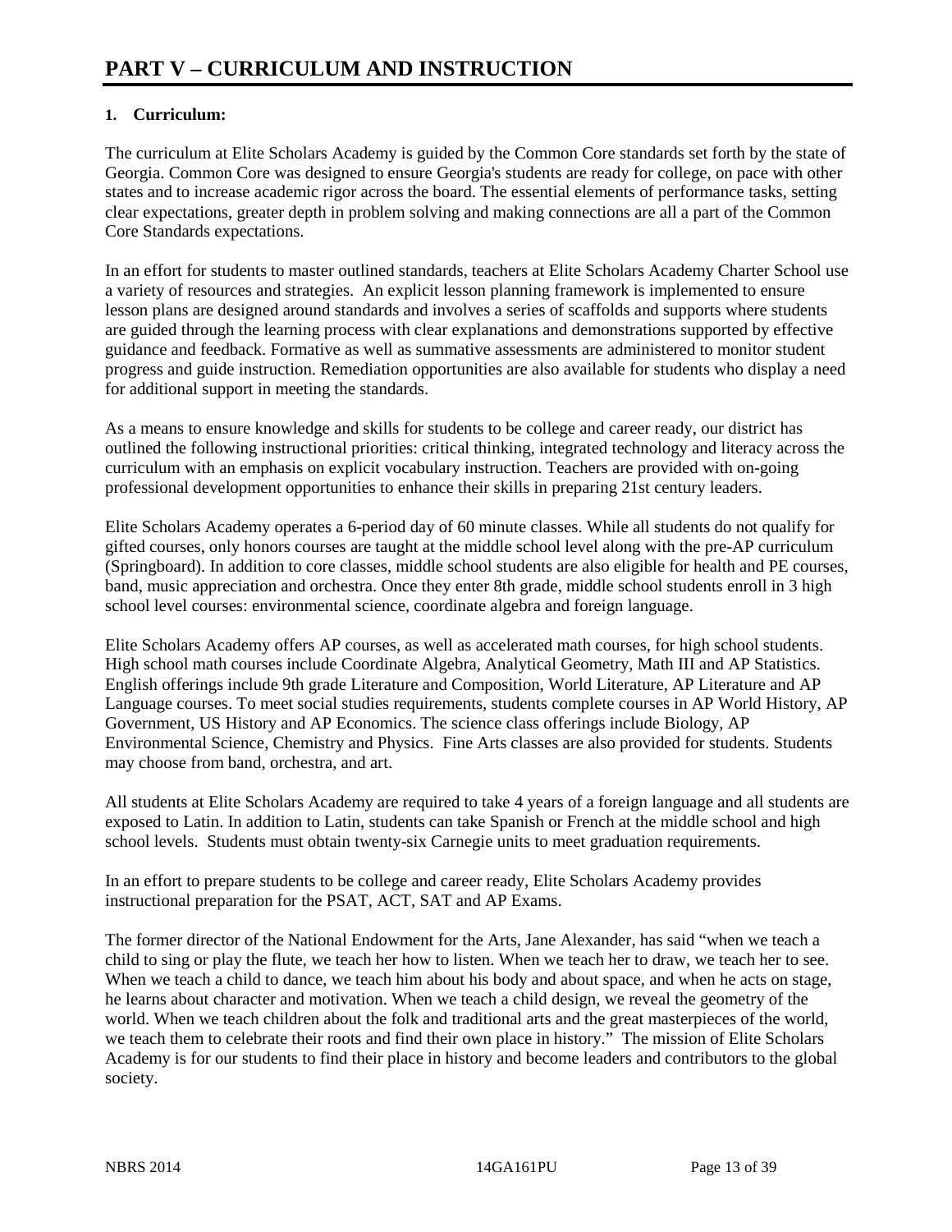# PART V – CURRICULUM AND INSTRUCTION

## 1. Curriculum:

The curriculum at Elite Scholars Academy is guided by the Common Core standards set forth by the state of Georgia. Common Core was designed to ensure Georgia's students are ready for college, on pace with other states and to increase academic rigor across the board. The essential elements of performance tasks, setting clear expectations, greater depth in problem solving and making connections are all a part of the Common Core Standards expectations.

In an effort for students to master outlined standards, teachers at Elite Scholars Academy Charter School use a variety of resources and strategies. An explicit lesson planning framework is implemented to ensure lesson plans are designed around standards and involves a series of scaffolds and supports where students are guided through the learning process with clear explanations and demonstrations supported by effective guidance and feedback. Formative as well as summative assessments are administered to monitor student progress and guide instruction. Remediation opportunities are also available for students who display a need for additional support in meeting the standards.

As a means to ensure knowledge and skills for students to be college and career ready, our district has outlined the following instructional priorities: critical thinking, integrated technology and literacy across the curriculum with an emphasis on explicit vocabulary instruction. Teachers are provided with on-going professional development opportunities to enhance their skills in preparing 21st century leaders.

Elite Scholars Academy operates a 6-period day of 60 minute classes. While all students do not qualify for gifted courses, only honors courses are taught at the middle school level along with the pre-AP curriculum (Springboard). In addition to core classes, middle school students are also eligible for health and PE courses, band, music appreciation and orchestra. Once they enter 8th grade, middle school students enroll in 3 high school level courses: environmental science, coordinate algebra and foreign language.

Elite Scholars Academy offers AP courses, as well as accelerated math courses, for high school students. High school math courses include Coordinate Algebra, Analytical Geometry, Math III and AP Statistics. English offerings include 9th grade Literature and Composition, World Literature, AP Literature and AP Language courses. To meet social studies requirements, students complete courses in AP World History, AP Government, US History and AP Economics. The science class offerings include Biology, AP Environmental Science, Chemistry and Physics. Fine Arts classes are also provided for students. Students may choose from band, orchestra, and art.

All students at Elite Scholars Academy are required to take 4 years of a foreign language and all students are exposed to Latin. In addition to Latin, students can take Spanish or French at the middle school and high school levels. Students must obtain twenty-six Carnegie units to meet graduation requirements.

In an effort to prepare students to be college and career ready, Elite Scholars Academy provides instructional preparation for the PSAT, ACT, SAT and AP Exams.

The former director of the National Endowment for the Arts, Jane Alexander, has said "when we teach a child to sing or play the flute, we teach her how to listen. When we teach her to draw, we teach her to see. When we teach a child to dance, we teach him about his body and about space, and when he acts on stage, he learns about character and motivation. When we teach a child design, we reveal the geometry of the world. When we teach children about the folk and traditional arts and the great masterpieces of the world, we teach them to celebrate their roots and find their own place in history." The mission of Elite Scholars Academy is for our students to find their place in history and become leaders and contributors to the global society.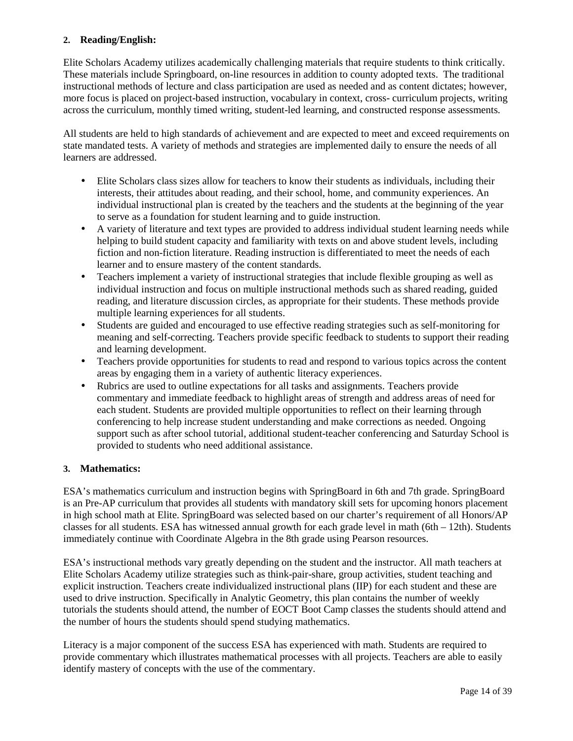### 2. Reading/English:

Elite Scholars Academy utilizes academically challenging materials that require students to think critically. These materials include Springboard, on-line resources in addition to county adopted texts. The traditional instructional methods of lecture and class participation are used as needed and as content dictates; however, more focus is placed on project-based instruction, vocabulary in context, cross- curriculum projects, writing across the curriculum, monthly timed writing, student-led learning, and constructed response assessments.

All students are held to high standards of achievement and are expected to meet and exceed requirements on state mandated tests. A variety of methods and strategies are implemented daily to ensure the needs of all learners are addressed.

- Elite Scholars class sizes allow for teachers to know their students as individuals, including their interests, their attitudes about reading, and their school, home, and community experiences. An individual instructional plan is created by the teachers and the students at the beginning of the year to serve as a foundation for student learning and to guide instruction.
- A variety of literature and text types are provided to address individual student learning needs while helping to build student capacity and familiarity with texts on and above student levels, including fiction and non-fiction literature. Reading instruction is differentiated to meet the needs of each learner and to ensure mastery of the content standards.
- Teachers implement a variety of instructional strategies that include flexible grouping as well as individual instruction and focus on multiple instructional methods such as shared reading, guided reading, and literature discussion circles, as appropriate for their students. These methods provide multiple learning experiences for all students.
- Students are guided and encouraged to use effective reading strategies such as self-monitoring for meaning and self-correcting. Teachers provide specific feedback to students to support their reading and learning development.
- Teachers provide opportunities for students to read and respond to various topics across the content areas by engaging them in a variety of authentic literacy experiences.
- Rubrics are used to outline expectations for all tasks and assignments. Teachers provide commentary and immediate feedback to highlight areas of strength and address areas of need for each student. Students are provided multiple opportunities to reflect on their learning through conferencing to help increase student understanding and make corrections as needed. Ongoing support such as after school tutorial, additional student-teacher conferencing and Saturday School is provided to students who need additional assistance.

### 3. Mathematics:

ESA's mathematics curriculum and instruction begins with SpringBoard in 6th and 7th grade. SpringBoard is an Pre-AP curriculum that provides all students with mandatory skill sets for upcoming honors placement in high school math at Elite. SpringBoard was selected based on our charter's requirement of all Honors/AP classes for all students. ESA has witnessed annual growth for each grade level in math (6th – 12th). Students immediately continue with Coordinate Algebra in the 8th grade using Pearson resources.

ESA's instructional methods vary greatly depending on the student and the instructor. All math teachers at Elite Scholars Academy utilize strategies such as think-pair-share, group activities, student teaching and explicit instruction. Teachers create individualized instructional plans (IIP) for each student and these are used to drive instruction. Specifically in Analytic Geometry, this plan contains the number of weekly tutorials the students should attend, the number of EOCT Boot Camp classes the students should attend and the number of hours the students should spend studying mathematics.

Literacy is a major component of the success ESA has experienced with math. Students are required to provide commentary which illustrates mathematical processes with all projects. Teachers are able to easily identify mastery of concepts with the use of the commentary.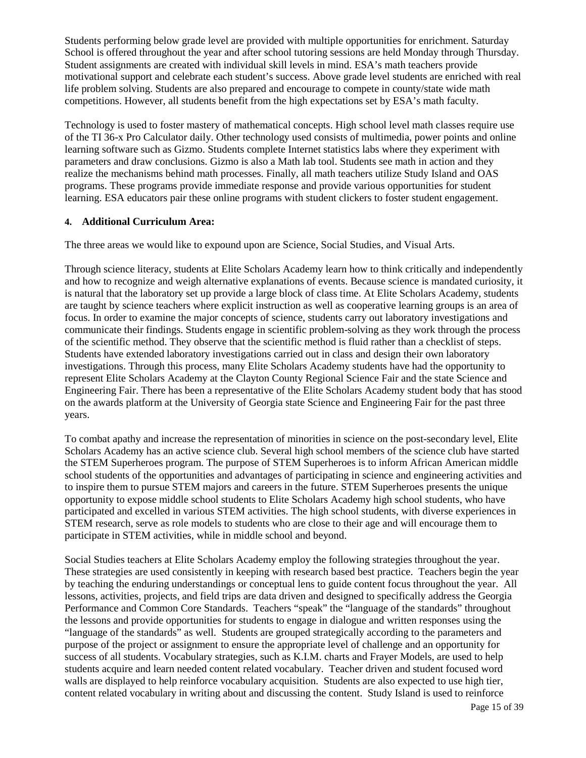Students performing below grade level are provided with multiple opportunities for enrichment. Saturday School is offered throughout the year and after school tutoring sessions are held Monday through Thursday. Student assignments are created with individual skill levels in mind. ESA's math teachers provide motivational support and celebrate each student's success. Above grade level students are enriched with real life problem solving. Students are also prepared and encourage to compete in county/state wide math competitions. However, all students benefit from the high expectations set by ESA's math faculty.

Technology is used to foster mastery of mathematical concepts. High school level math classes require use of the TI 36-x Pro Calculator daily. Other technology used consists of multimedia, power points and online learning software such as Gizmo. Students complete Internet statistics labs where they experiment with parameters and draw conclusions. Gizmo is also a Math lab tool. Students see math in action and they realize the mechanisms behind math processes. Finally, all math teachers utilize Study Island and OAS programs. These programs provide immediate response and provide various opportunities for student learning. ESA educators pair these online programs with student clickers to foster student engagement.

**4. Additional Curriculum Area:**

The three areas we would like to expound upon are Science, Social Studies, and Visual Arts.

Through science literacy, students at Elite Scholars Academy learn how to think critically and independently and how to recognize and weigh alternative explanations of events. Because science is mandated curiosity, it is natural that the laboratory set up provide a large block of class time. At Elite Scholars Academy, students are taught by science teachers where explicit instruction as well as cooperative learning groups is an area of focus. In order to examine the major concepts of science, students carry out laboratory investigations and communicate their findings. Students engage in scientific problem-solving as they work through the process of the scientific method. They observe that the scientific method is fluid rather than a checklist of steps. Students have extended laboratory investigations carried out in class and design their own laboratory investigations. Through this process, many Elite Scholars Academy students have had the opportunity to represent Elite Scholars Academy at the Clayton County Regional Science Fair and the state Science and Engineering Fair. There has been a representative of the Elite Scholars Academy student body that has stood on the awards platform at the University of Georgia state Science and Engineering Fair for the past three years.

To combat apathy and increase the representation of minorities in science on the post-secondary level, Elite Scholars Academy has an active science club. Several high school members of the science club have started the STEM Superheroes program. The purpose of STEM Superheroes is to inform African American middle school students of the opportunities and advantages of participating in science and engineering activities and to inspire them to pursue STEM majors and careers in the future. STEM Superheroes presents the unique opportunity to expose middle school students to Elite Scholars Academy high school students, who have participated and excelled in various STEM activities. The high school students, with diverse experiences in STEM research, serve as role models to students who are close to their age and will encourage them to participate in STEM activities, while in middle school and beyond.

Social Studies teachers at Elite Scholars Academy employ the following strategies throughout the year. These strategies are used consistently in keeping with research based best practice. Teachers begin the year by teaching the enduring understandings or conceptual lens to guide content focus throughout the year. All lessons, activities, projects, and field trips are data driven and designed to specifically address the Georgia Performance and Common Core Standards. Teachers "speak" the "language of the standards" throughout the lessons and provide opportunities for students to engage in dialogue and written responses using the "language of the standards" as well. Students are grouped strategically according to the parameters and purpose of the project or assignment to ensure the appropriate level of challenge and an opportunity for success of all students. Vocabulary strategies, such as K.I.M. charts and Frayer Models, are used to help students acquire and learn needed content related vocabulary. Teacher driven and student focused word walls are displayed to help reinforce vocabulary acquisition. Students are also expected to use high tier, content related vocabulary in writing about and discussing the content. Study Island is used to reinforce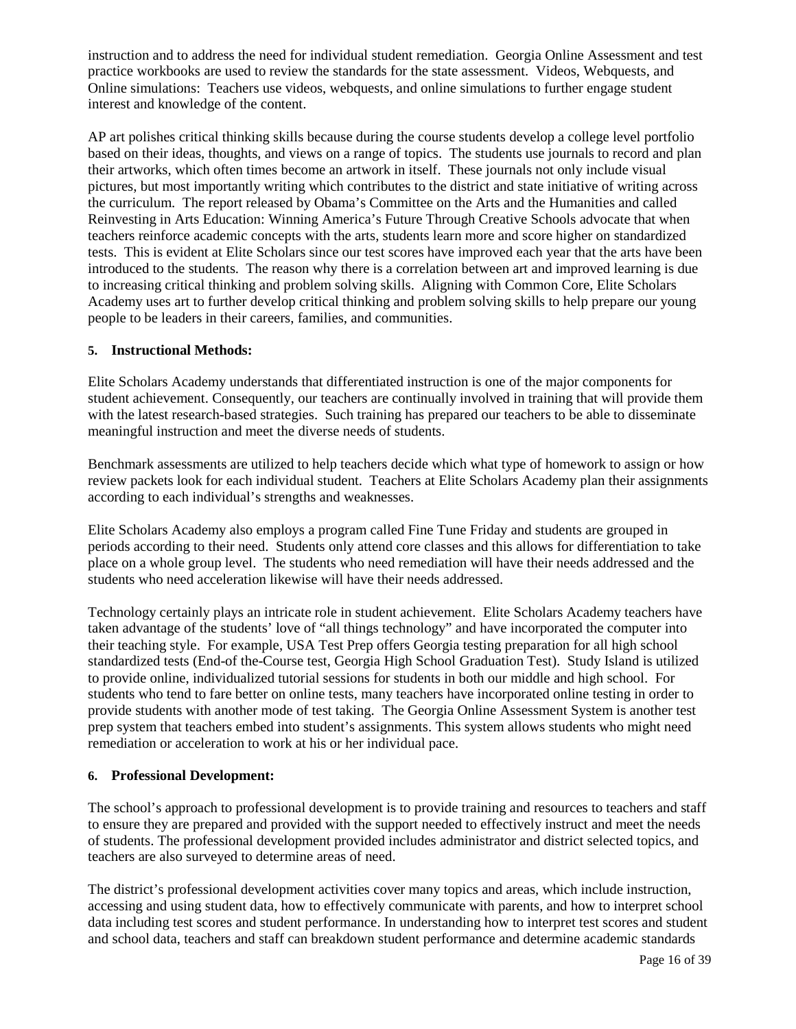instruction and to address the need for individual student remediation. Georgia Online Assessment and test practice workbooks are used to review the standards for the state assessment. Videos, Webquests, and Online simulations: Teachers use videos, webquests, and online simulations to further engage student interest and knowledge of the content.

AP art polishes critical thinking skills because during the course students develop a college level portfolio based on their ideas, thoughts, and views on a range of topics. The students use journals to record and plan their artworks, which often times become an artwork in itself. These journals not only include visual pictures, but most importantly writing which contributes to the district and state initiative of writing across the curriculum. The report released by Obama's Committee on the Arts and the Humanities and called Reinvesting in Arts Education: Winning America's Future Through Creative Schools advocate that when teachers reinforce academic concepts with the arts, students learn more and score higher on standardized tests. This is evident at Elite Scholars since our test scores have improved each year that the arts have been introduced to the students. The reason why there is a correlation between art and improved learning is due to increasing critical thinking and problem solving skills. Aligning with Common Core, Elite Scholars Academy uses art to further develop critical thinking and problem solving skills to help prepare our young people to be leaders in their careers, families, and communities.

**5. Instructional Methods:**

Elite Scholars Academy understands that differentiated instruction is one of the major components for student achievement. Consequently, our teachers are continually involved in training that will provide them with the latest research-based strategies. Such training has prepared our teachers to be able to disseminate meaningful instruction and meet the diverse needs of students.

Benchmark assessments are utilized to help teachers decide which what type of homework to assign or how review packets look for each individual student. Teachers at Elite Scholars Academy plan their assignments according to each individual's strengths and weaknesses.

Elite Scholars Academy also employs a program called Fine Tune Friday and students are grouped in periods according to their need. Students only attend core classes and this allows for differentiation to take place on a whole group level. The students who need remediation will have their needs addressed and the students who need acceleration likewise will have their needs addressed.

Technology certainly plays an intricate role in student achievement. Elite Scholars Academy teachers have taken advantage of the students' love of "all things technology" and have incorporated the computer into their teaching style. For example, USA Test Prep offers Georgia testing preparation for all high school standardized tests (End-of the-Course test, Georgia High School Graduation Test). Study Island is utilized to provide online, individualized tutorial sessions for students in both our middle and high school. For students who tend to fare better on online tests, many teachers have incorporated online testing in order to provide students with another mode of test taking. The Georgia Online Assessment System is another test prep system that teachers embed into student's assignments. This system allows students who might need remediation or acceleration to work at his or her individual pace.

**6. Professional Development:**

The school's approach to professional development is to provide training and resources to teachers and staff to ensure they are prepared and provided with the support needed to effectively instruct and meet the needs of students. The professional development provided includes administrator and district selected topics, and teachers are also surveyed to determine areas of need.

The district's professional development activities cover many topics and areas, which include instruction, accessing and using student data, how to effectively communicate with parents, and how to interpret school data including test scores and student performance. In understanding how to interpret test scores and student and school data, teachers and staff can breakdown student performance and determine academic standards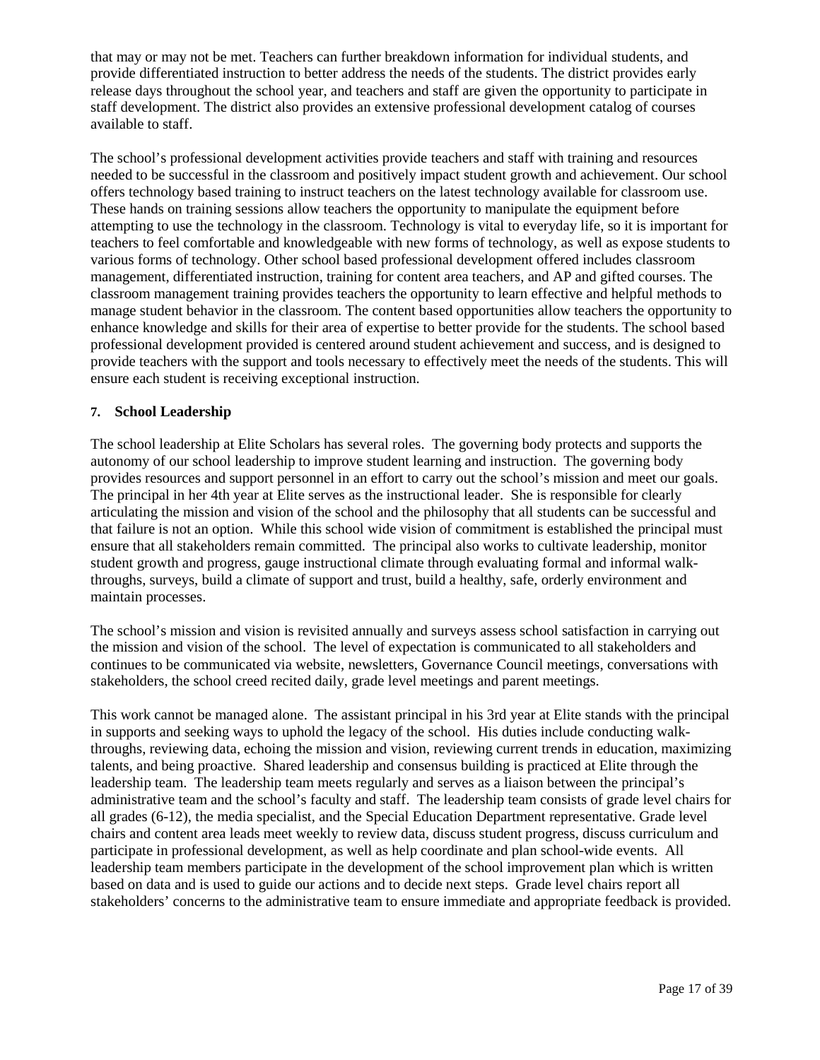that may or may not be met. Teachers can further breakdown information for individual students, and provide differentiated instruction to better address the needs of the students. The district provides early release days throughout the school year, and teachers and staff are given the opportunity to participate in staff development. The district also provides an extensive professional development catalog of courses available to staff.

The school's professional development activities provide teachers and staff with training and resources needed to be successful in the classroom and positively impact student growth and achievement. Our school offers technology based training to instruct teachers on the latest technology available for classroom use. These hands on training sessions allow teachers the opportunity to manipulate the equipment before attempting to use the technology in the classroom. Technology is vital to everyday life, so it is important for teachers to feel comfortable and knowledgeable with new forms of technology, as well as expose students to various forms of technology. Other school based professional development offered includes classroom management, differentiated instruction, training for content area teachers, and AP and gifted courses. The classroom management training provides teachers the opportunity to learn effective and helpful methods to manage student behavior in the classroom. The content based opportunities allow teachers the opportunity to enhance knowledge and skills for their area of expertise to better provide for the students. The school based professional development provided is centered around student achievement and success, and is designed to provide teachers with the support and tools necessary to effectively meet the needs of the students. This will ensure each student is receiving exceptional instruction.

**7. School Leadership**

The school leadership at Elite Scholars has several roles. The governing body protects and supports the autonomy of our school leadership to improve student learning and instruction. The governing body provides resources and support personnel in an effort to carry out the school's mission and meet our goals. The principal in her 4th year at Elite serves as the instructional leader. She is responsible for clearly articulating the mission and vision of the school and the philosophy that all students can be successful and that failure is not an option. While this school wide vision of commitment is established the principal must ensure that all stakeholders remain committed. The principal also works to cultivate leadership, monitor student growth and progress, gauge instructional climate through evaluating formal and informal walk-throughs, surveys, build a climate of support and trust, build a healthy, safe, orderly environment and maintain processes.

The school's mission and vision is revisited annually and surveys assess school satisfaction in carrying out the mission and vision of the school. The level of expectation is communicated to all stakeholders and continues to be communicated via website, newsletters, Governance Council meetings, conversations with stakeholders, the school creed recited daily, grade level meetings and parent meetings.

This work cannot be managed alone. The assistant principal in his 3rd year at Elite stands with the principal in supports and seeking ways to uphold the legacy of the school. His duties include conducting walk-throughs, reviewing data, echoing the mission and vision, reviewing current trends in education, maximizing talents, and being proactive. Shared leadership and consensus building is practiced at Elite through the leadership team. The leadership team meets regularly and serves as a liaison between the principal's administrative team and the school's faculty and staff. The leadership team consists of grade level chairs for all grades (6-12), the media specialist, and the Special Education Department representative. Grade level chairs and content area leads meet weekly to review data, discuss student progress, discuss curriculum and participate in professional development, as well as help coordinate and plan school-wide events. All leadership team members participate in the development of the school improvement plan which is written based on data and is used to guide our actions and to decide next steps. Grade level chairs report all stakeholders' concerns to the administrative team to ensure immediate and appropriate feedback is provided.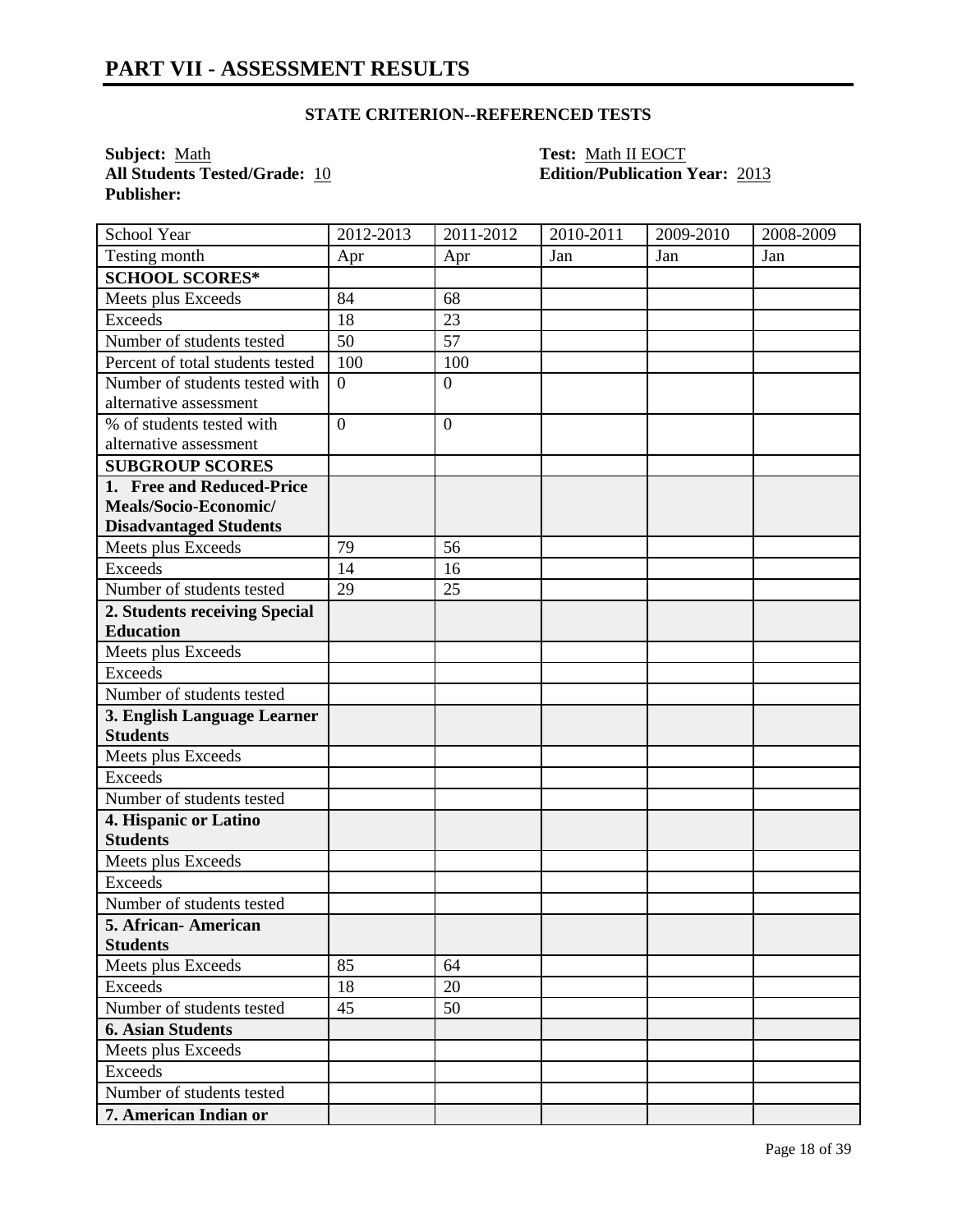# PART VII - ASSESSMENT RESULTS

### STATE CRITERION--REFERENCED TESTS

**Subject:** Math
**Test:** Math II EOCT
**All Students Tested/Grade:** 10
**Edition/Publication Year:** 2013
**Publisher:**

| School Year | 2012-2013 | 2011-2012 | 2010-2011 | 2009-2010 | 2008-2009 |
|---|---|---|---|---|---|
| Testing month | Apr | Apr | Jan | Jan | Jan |
| **SCHOOL SCORES*** | | | | | |
| Meets plus Exceeds | 84 | 68 | | | |
| Exceeds | 18 | 23 | | | |
| Number of students tested | 50 | 57 | | | |
| Percent of total students tested | 100 | 100 | | | |
| Number of students tested with alternative assessment | 0 | 0 | | | |
| % of students tested with alternative assessment | 0 | 0 | | | |
| **SUBGROUP SCORES** | | | | | |
| **1. Free and Reduced-Price Meals/Socio-Economic/ Disadvantaged Students** | | | | | |
| Meets plus Exceeds | 79 | 56 | | | |
| Exceeds | 14 | 16 | | | |
| Number of students tested | 29 | 25 | | | |
| **2. Students receiving Special Education** | | | | | |
| Meets plus Exceeds | | | | | |
| Exceeds | | | | | |
| Number of students tested | | | | | |
| **3. English Language Learner Students** | | | | | |
| Meets plus Exceeds | | | | | |
| Exceeds | | | | | |
| Number of students tested | | | | | |
| **4. Hispanic or Latino Students** | | | | | |
| Meets plus Exceeds | | | | | |
| Exceeds | | | | | |
| Number of students tested | | | | | |
| **5. African- American Students** | | | | | |
| Meets plus Exceeds | 85 | 64 | | | |
| Exceeds | 18 | 20 | | | |
| Number of students tested | 45 | 50 | | | |
| **6. Asian Students** | | | | | |
| Meets plus Exceeds | | | | | |
| Exceeds | | | | | |
| Number of students tested | | | | | |
| **7. American Indian or** | | | | | |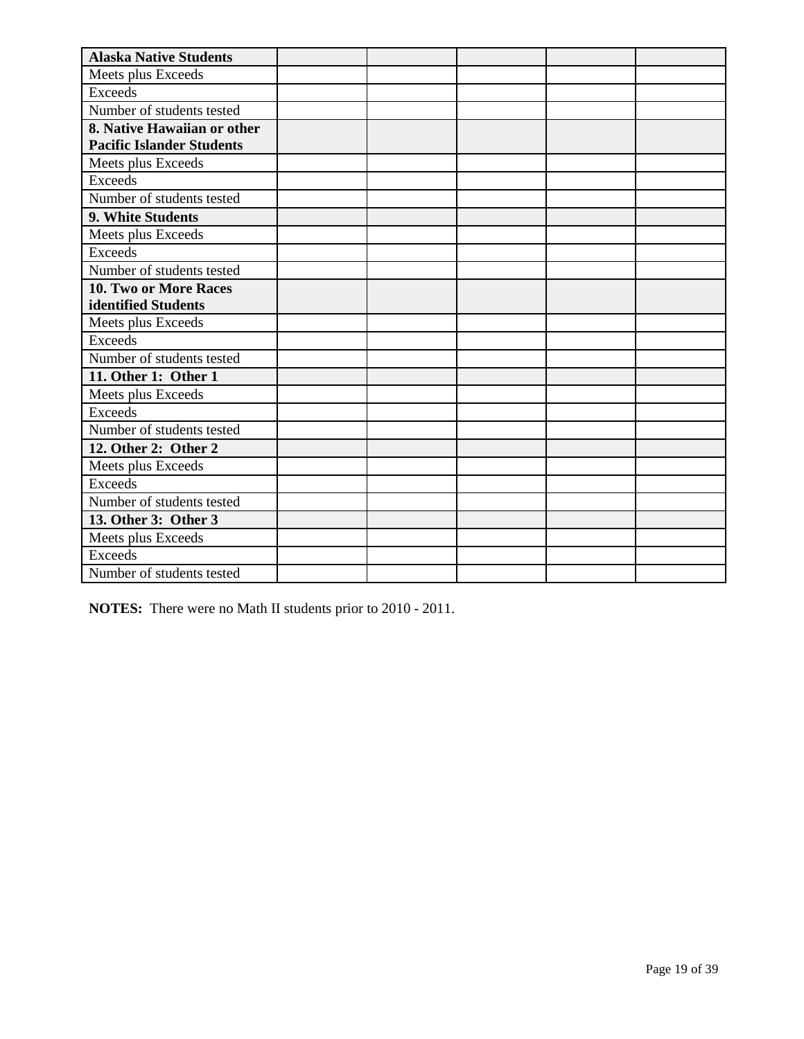| Alaska Native Students | | | | | |
|---|---|---|---|---|---|
| Meets plus Exceeds | | | | | |
| Exceeds | | | | | |
| Number of students tested | | | | | |
| **8. Native Hawaiian or other Pacific Islander Students** | | | | | |
| Meets plus Exceeds | | | | | |
| Exceeds | | | | | |
| Number of students tested | | | | | |
| **9. White Students** | | | | | |
| Meets plus Exceeds | | | | | |
| Exceeds | | | | | |
| Number of students tested | | | | | |
| **10. Two or More Races identified Students** | | | | | |
| Meets plus Exceeds | | | | | |
| Exceeds | | | | | |
| Number of students tested | | | | | |
| **11. Other 1: Other 1** | | | | | |
| Meets plus Exceeds | | | | | |
| Exceeds | | | | | |
| Number of students tested | | | | | |
| **12. Other 2: Other 2** | | | | | |
| Meets plus Exceeds | | | | | |
| Exceeds | | | | | |
| Number of students tested | | | | | |
| **13. Other 3: Other 3** | | | | | |
| Meets plus Exceeds | | | | | |
| Exceeds | | | | | |
| Number of students tested | | | | | |

**NOTES:** There were no Math II students prior to 2010 - 2011.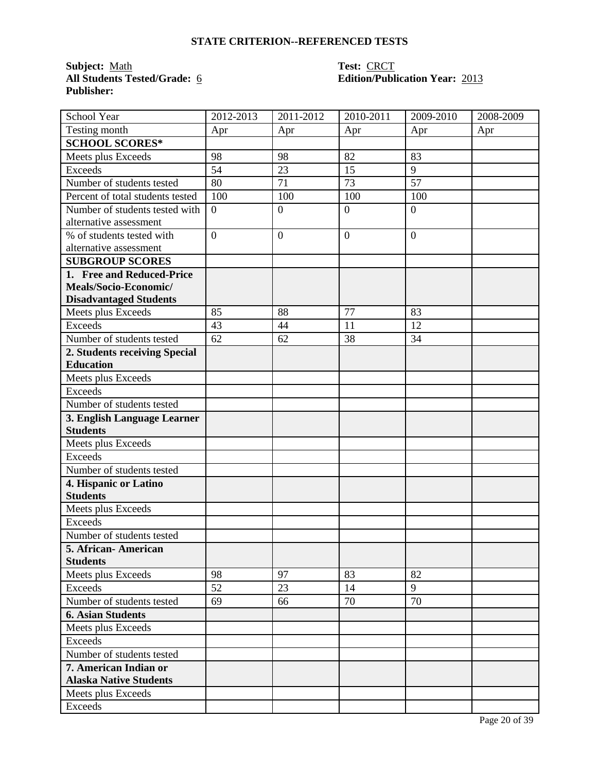## STATE CRITERION--REFERENCED TESTS

**Subject:** Math  
**All Students Tested/Grade:** 6  
**Publisher:**

**Test:** CRCT  
**Edition/Publication Year:** 2013

| School Year | 2012-2013 | 2011-2012 | 2010-2011 | 2009-2010 | 2008-2009 |
|---|---|---|---|---|---|
| Testing month | Apr | Apr | Apr | Apr | Apr |
| **SCHOOL SCORES*** | | | | | |
| Meets plus Exceeds | 98 | 98 | 82 | 83 | |
| Exceeds | 54 | 23 | 15 | 9 | |
| Number of students tested | 80 | 71 | 73 | 57 | |
| Percent of total students tested | 100 | 100 | 100 | 100 | |
| Number of students tested with alternative assessment | 0 | 0 | 0 | 0 | |
| % of students tested with alternative assessment | 0 | 0 | 0 | 0 | |
| **SUBGROUP SCORES** | | | | | |
| **1. Free and Reduced-Price Meals/Socio-Economic/ Disadvantaged Students** | | | | | |
| Meets plus Exceeds | 85 | 88 | 77 | 83 | |
| Exceeds | 43 | 44 | 11 | 12 | |
| Number of students tested | 62 | 62 | 38 | 34 | |
| **2. Students receiving Special Education** | | | | | |
| Meets plus Exceeds | | | | | |
| Exceeds | | | | | |
| Number of students tested | | | | | |
| **3. English Language Learner Students** | | | | | |
| Meets plus Exceeds | | | | | |
| Exceeds | | | | | |
| Number of students tested | | | | | |
| **4. Hispanic or Latino Students** | | | | | |
| Meets plus Exceeds | | | | | |
| Exceeds | | | | | |
| Number of students tested | | | | | |
| **5. African- American Students** | | | | | |
| Meets plus Exceeds | 98 | 97 | 83 | 82 | |
| Exceeds | 52 | 23 | 14 | 9 | |
| Number of students tested | 69 | 66 | 70 | 70 | |
| **6. Asian Students** | | | | | |
| Meets plus Exceeds | | | | | |
| Exceeds | | | | | |
| Number of students tested | | | | | |
| **7. American Indian or Alaska Native Students** | | | | | |
| Meets plus Exceeds | | | | | |
| Exceeds | | | | | |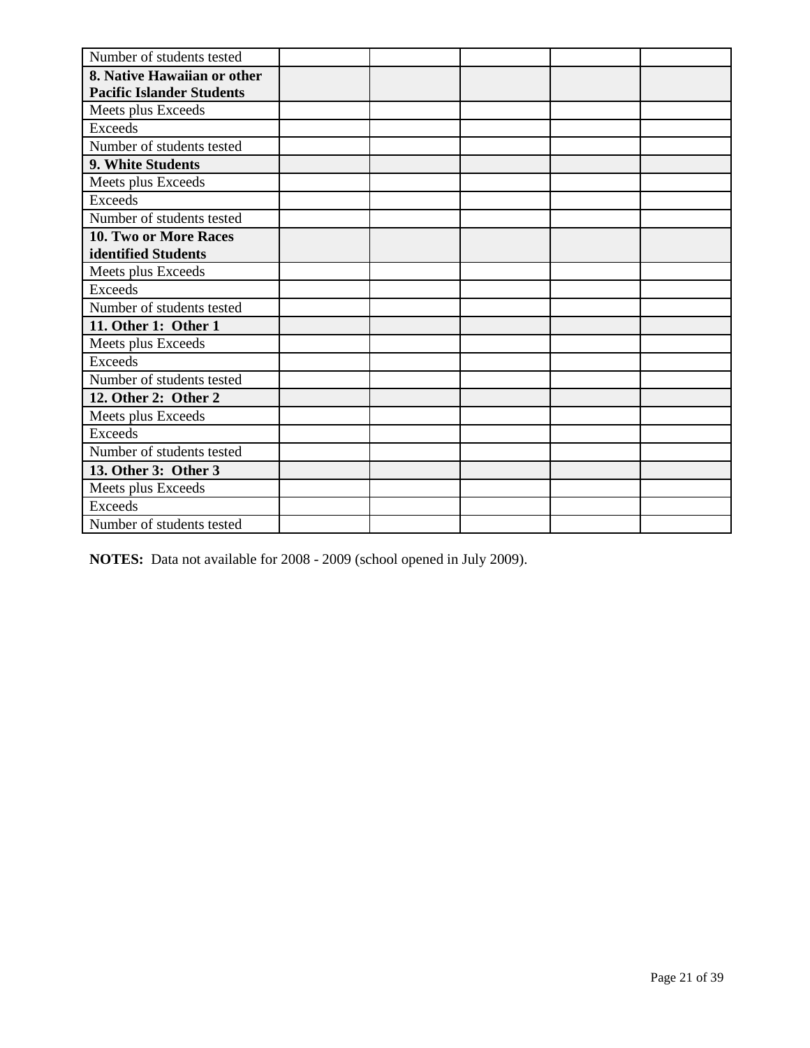| Number of students tested | | | | | |
|---|---|---|---|---|---|
| **8. Native Hawaiian or other Pacific Islander Students** | | | | | |
| Meets plus Exceeds | | | | | |
| Exceeds | | | | | |
| Number of students tested | | | | | |
| **9. White Students** | | | | | |
| Meets plus Exceeds | | | | | |
| Exceeds | | | | | |
| Number of students tested | | | | | |
| **10. Two or More Races identified Students** | | | | | |
| Meets plus Exceeds | | | | | |
| Exceeds | | | | | |
| Number of students tested | | | | | |
| **11. Other 1: Other 1** | | | | | |
| Meets plus Exceeds | | | | | |
| Exceeds | | | | | |
| Number of students tested | | | | | |
| **12. Other 2: Other 2** | | | | | |
| Meets plus Exceeds | | | | | |
| Exceeds | | | | | |
| Number of students tested | | | | | |
| **13. Other 3: Other 3** | | | | | |
| Meets plus Exceeds | | | | | |
| Exceeds | | | | | |
| Number of students tested | | | | | |

**NOTES:** Data not available for 2008 - 2009 (school opened in July 2009).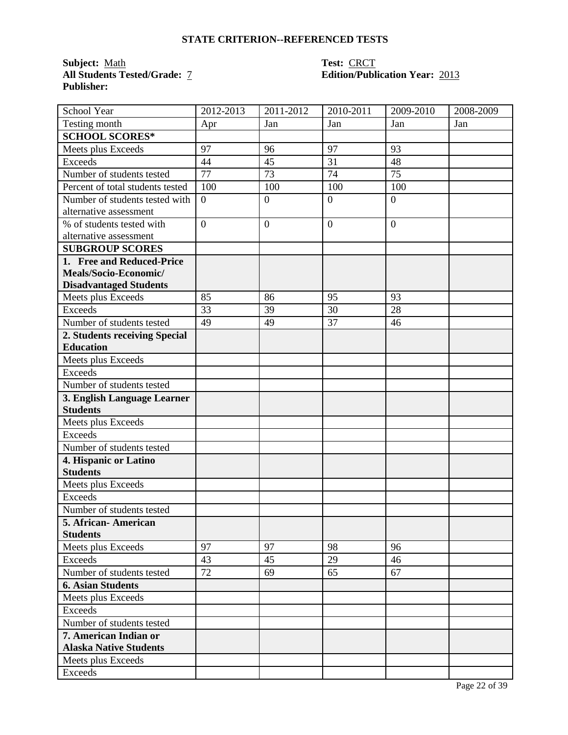## STATE CRITERION--REFERENCED TESTS

**Subject:** Math  
**All Students Tested/Grade:** 7  
**Publisher:**

**Test:** CRCT  
**Edition/Publication Year:** 2013

| School Year | 2012-2013 | 2011-2012 | 2010-2011 | 2009-2010 | 2008-2009 |
|---|---|---|---|---|---|
| Testing month | Apr | Jan | Jan | Jan | Jan |
| **SCHOOL SCORES*** | | | | | |
| Meets plus Exceeds | 97 | 96 | 97 | 93 | |
| Exceeds | 44 | 45 | 31 | 48 | |
| Number of students tested | 77 | 73 | 74 | 75 | |
| Percent of total students tested | 100 | 100 | 100 | 100 | |
| Number of students tested with alternative assessment | 0 | 0 | 0 | 0 | |
| % of students tested with alternative assessment | 0 | 0 | 0 | 0 | |
| **SUBGROUP SCORES** | | | | | |
| **1. Free and Reduced-Price Meals/Socio-Economic/ Disadvantaged Students** | | | | | |
| Meets plus Exceeds | 85 | 86 | 95 | 93 | |
| Exceeds | 33 | 39 | 30 | 28 | |
| Number of students tested | 49 | 49 | 37 | 46 | |
| **2. Students receiving Special Education** | | | | | |
| Meets plus Exceeds | | | | | |
| Exceeds | | | | | |
| Number of students tested | | | | | |
| **3. English Language Learner Students** | | | | | |
| Meets plus Exceeds | | | | | |
| Exceeds | | | | | |
| Number of students tested | | | | | |
| **4. Hispanic or Latino Students** | | | | | |
| Meets plus Exceeds | | | | | |
| Exceeds | | | | | |
| Number of students tested | | | | | |
| **5. African- American Students** | | | | | |
| Meets plus Exceeds | 97 | 97 | 98 | 96 | |
| Exceeds | 43 | 45 | 29 | 46 | |
| Number of students tested | 72 | 69 | 65 | 67 | |
| **6. Asian Students** | | | | | |
| Meets plus Exceeds | | | | | |
| Exceeds | | | | | |
| Number of students tested | | | | | |
| **7. American Indian or Alaska Native Students** | | | | | |
| Meets plus Exceeds | | | | | |
| Exceeds | | | | | |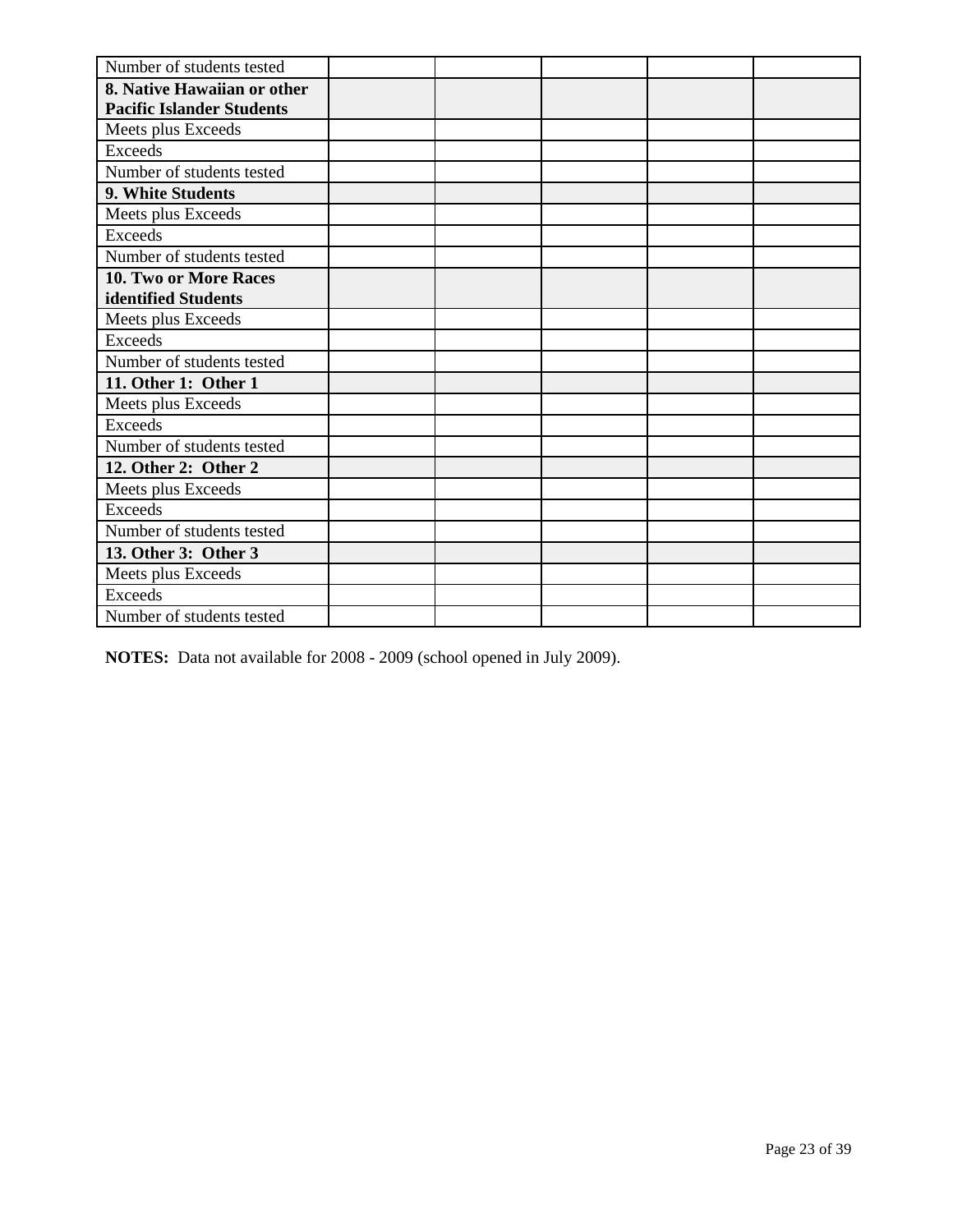| Number of students tested | | | | | |
|---|---|---|---|---|---|
| **8. Native Hawaiian or other Pacific Islander Students** | | | | | |
| Meets plus Exceeds | | | | | |
| Exceeds | | | | | |
| Number of students tested | | | | | |
| **9. White Students** | | | | | |
| Meets plus Exceeds | | | | | |
| Exceeds | | | | | |
| Number of students tested | | | | | |
| **10. Two or More Races identified Students** | | | | | |
| Meets plus Exceeds | | | | | |
| Exceeds | | | | | |
| Number of students tested | | | | | |
| **11. Other 1: Other 1** | | | | | |
| Meets plus Exceeds | | | | | |
| Exceeds | | | | | |
| Number of students tested | | | | | |
| **12. Other 2: Other 2** | | | | | |
| Meets plus Exceeds | | | | | |
| Exceeds | | | | | |
| Number of students tested | | | | | |
| **13. Other 3: Other 3** | | | | | |
| Meets plus Exceeds | | | | | |
| Exceeds | | | | | |
| Number of students tested | | | | | |

**NOTES:** Data not available for 2008 - 2009 (school opened in July 2009).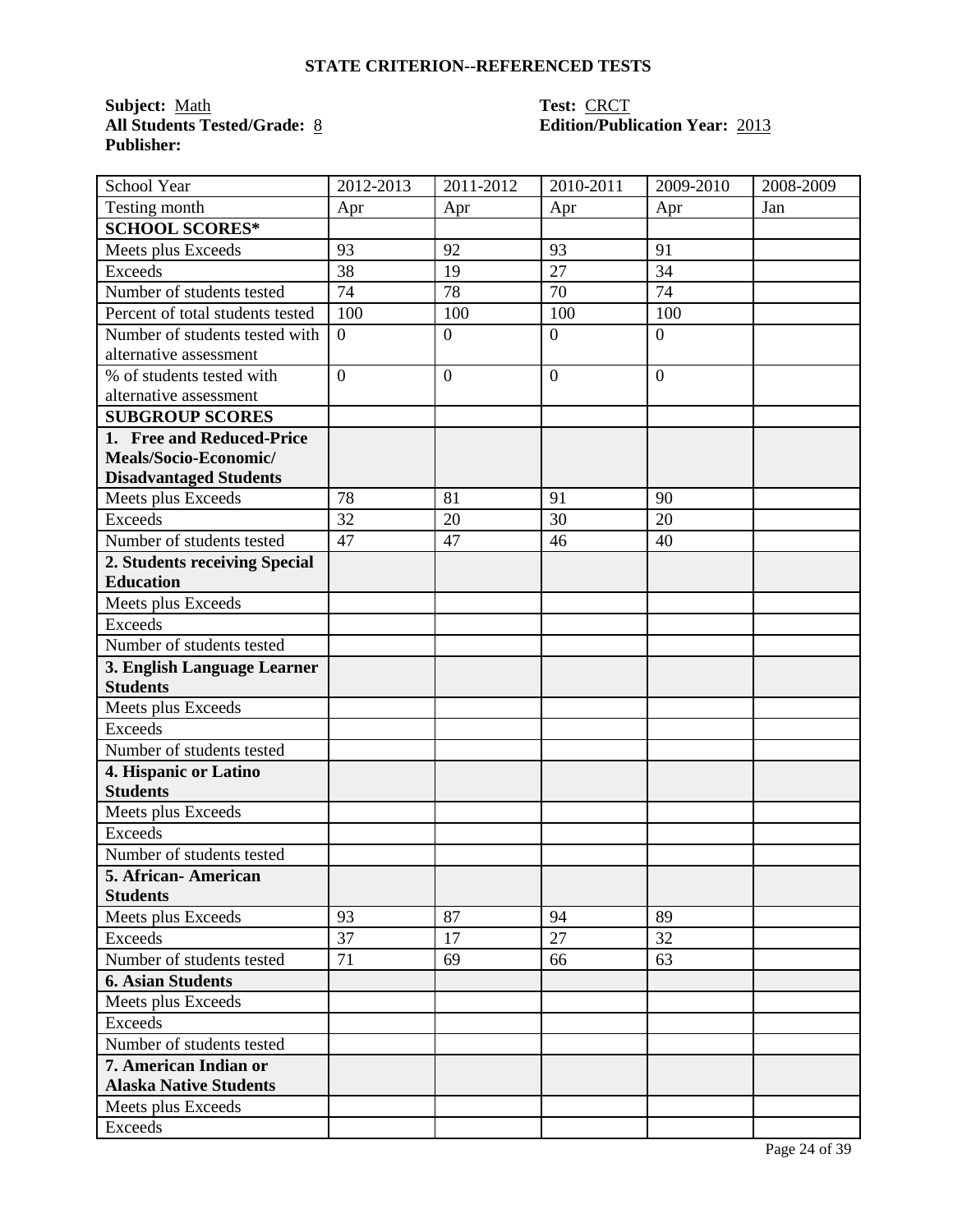### STATE CRITERION--REFERENCED TESTS

**Subject:** Math
**All Students Tested/Grade:** 8
**Publisher:**

**Test:** CRCT
**Edition/Publication Year:** 2013

| School Year | 2012-2013 | 2011-2012 | 2010-2011 | 2009-2010 | 2008-2009 |
|---|---|---|---|---|---|
| Testing month | Apr | Apr | Apr | Apr | Jan |
| **SCHOOL SCORES*** | | | | | |
| Meets plus Exceeds | 93 | 92 | 93 | 91 | |
| Exceeds | 38 | 19 | 27 | 34 | |
| Number of students tested | 74 | 78 | 70 | 74 | |
| Percent of total students tested | 100 | 100 | 100 | 100 | |
| Number of students tested with alternative assessment | 0 | 0 | 0 | 0 | |
| % of students tested with alternative assessment | 0 | 0 | 0 | 0 | |
| **SUBGROUP SCORES** | | | | | |
| **1. Free and Reduced-Price Meals/Socio-Economic/ Disadvantaged Students** | | | | | |
| Meets plus Exceeds | 78 | 81 | 91 | 90 | |
| Exceeds | 32 | 20 | 30 | 20 | |
| Number of students tested | 47 | 47 | 46 | 40 | |
| **2. Students receiving Special Education** | | | | | |
| Meets plus Exceeds | | | | | |
| Exceeds | | | | | |
| Number of students tested | | | | | |
| **3. English Language Learner Students** | | | | | |
| Meets plus Exceeds | | | | | |
| Exceeds | | | | | |
| Number of students tested | | | | | |
| **4. Hispanic or Latino Students** | | | | | |
| Meets plus Exceeds | | | | | |
| Exceeds | | | | | |
| Number of students tested | | | | | |
| **5. African- American Students** | | | | | |
| Meets plus Exceeds | 93 | 87 | 94 | 89 | |
| Exceeds | 37 | 17 | 27 | 32 | |
| Number of students tested | 71 | 69 | 66 | 63 | |
| **6. Asian Students** | | | | | |
| Meets plus Exceeds | | | | | |
| Exceeds | | | | | |
| Number of students tested | | | | | |
| **7. American Indian or Alaska Native Students** | | | | | |
| Meets plus Exceeds | | | | | |
| Exceeds | | | | | |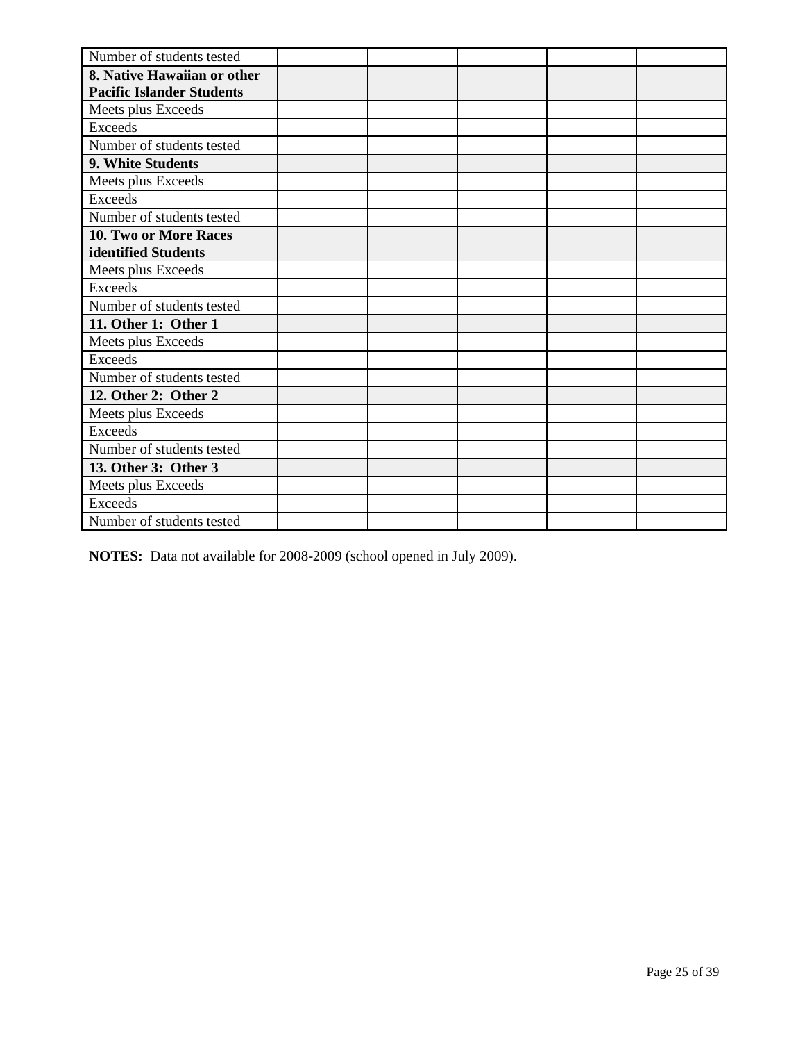| | | | | | |
|---|---|---|---|---|---|
| Number of students tested | | | | | |
| **8. Native Hawaiian or other Pacific Islander Students** | | | | | |
| Meets plus Exceeds | | | | | |
| Exceeds | | | | | |
| Number of students tested | | | | | |
| **9. White Students** | | | | | |
| Meets plus Exceeds | | | | | |
| Exceeds | | | | | |
| Number of students tested | | | | | |
| **10. Two or More Races identified Students** | | | | | |
| Meets plus Exceeds | | | | | |
| Exceeds | | | | | |
| Number of students tested | | | | | |
| **11. Other 1: Other 1** | | | | | |
| Meets plus Exceeds | | | | | |
| Exceeds | | | | | |
| Number of students tested | | | | | |
| **12. Other 2: Other 2** | | | | | |
| Meets plus Exceeds | | | | | |
| Exceeds | | | | | |
| Number of students tested | | | | | |
| **13. Other 3: Other 3** | | | | | |
| Meets plus Exceeds | | | | | |
| Exceeds | | | | | |
| Number of students tested | | | | | |

**NOTES:** Data not available for 2008-2009 (school opened in July 2009).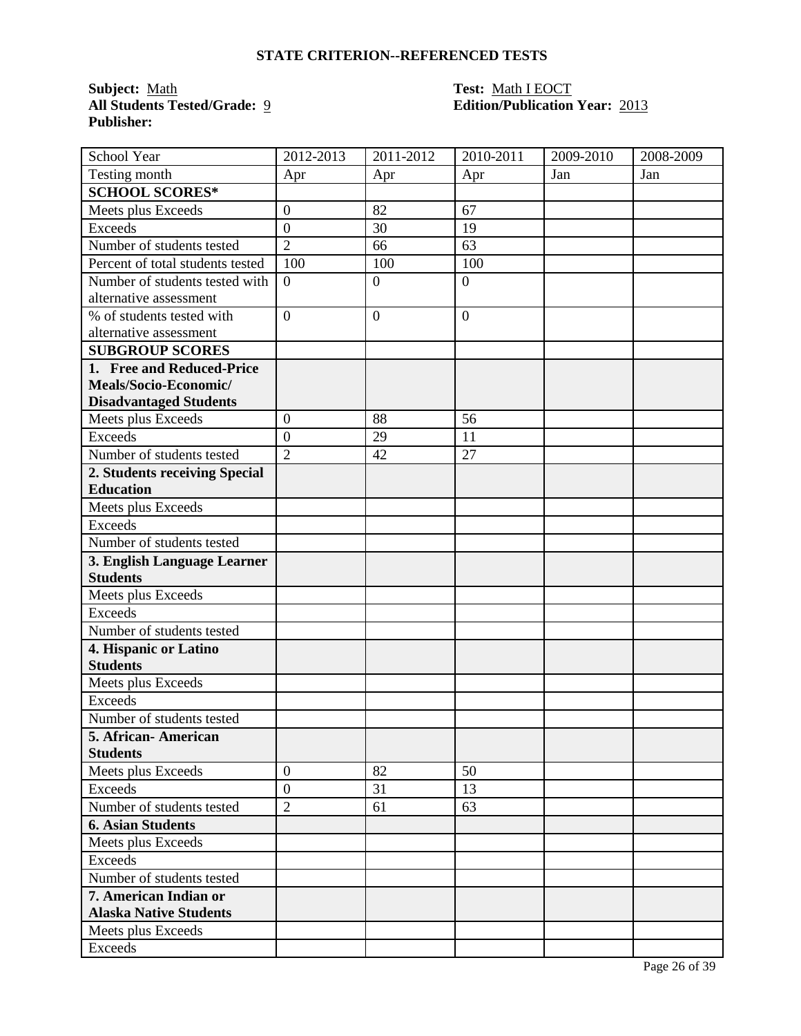## STATE CRITERION--REFERENCED TESTS

**Subject:** Math **Test:** Math I EOCT

**All Students Tested/Grade:** 9 **Edition/Publication Year:** 2013

**Publisher:**

| School Year | 2012-2013 | 2011-2012 | 2010-2011 | 2009-2010 | 2008-2009 |
|---|---|---|---|---|---|
| Testing month | Apr | Apr | Apr | Jan | Jan |
| **SCHOOL SCORES*** | | | | | |
| Meets plus Exceeds | 0 | 82 | 67 | | |
| Exceeds | 0 | 30 | 19 | | |
| Number of students tested | 2 | 66 | 63 | | |
| Percent of total students tested | 100 | 100 | 100 | | |
| Number of students tested with alternative assessment | 0 | 0 | 0 | | |
| % of students tested with alternative assessment | 0 | 0 | 0 | | |
| **SUBGROUP SCORES** | | | | | |
| **1. Free and Reduced-Price Meals/Socio-Economic/ Disadvantaged Students** | | | | | |
| Meets plus Exceeds | 0 | 88 | 56 | | |
| Exceeds | 0 | 29 | 11 | | |
| Number of students tested | 2 | 42 | 27 | | |
| **2. Students receiving Special Education** | | | | | |
| Meets plus Exceeds | | | | | |
| Exceeds | | | | | |
| Number of students tested | | | | | |
| **3. English Language Learner Students** | | | | | |
| Meets plus Exceeds | | | | | |
| Exceeds | | | | | |
| Number of students tested | | | | | |
| **4. Hispanic or Latino Students** | | | | | |
| Meets plus Exceeds | | | | | |
| Exceeds | | | | | |
| Number of students tested | | | | | |
| **5. African- American Students** | | | | | |
| Meets plus Exceeds | 0 | 82 | 50 | | |
| Exceeds | 0 | 31 | 13 | | |
| Number of students tested | 2 | 61 | 63 | | |
| **6. Asian Students** | | | | | |
| Meets plus Exceeds | | | | | |
| Exceeds | | | | | |
| Number of students tested | | | | | |
| **7. American Indian or Alaska Native Students** | | | | | |
| Meets plus Exceeds | | | | | |
| Exceeds | | | | | |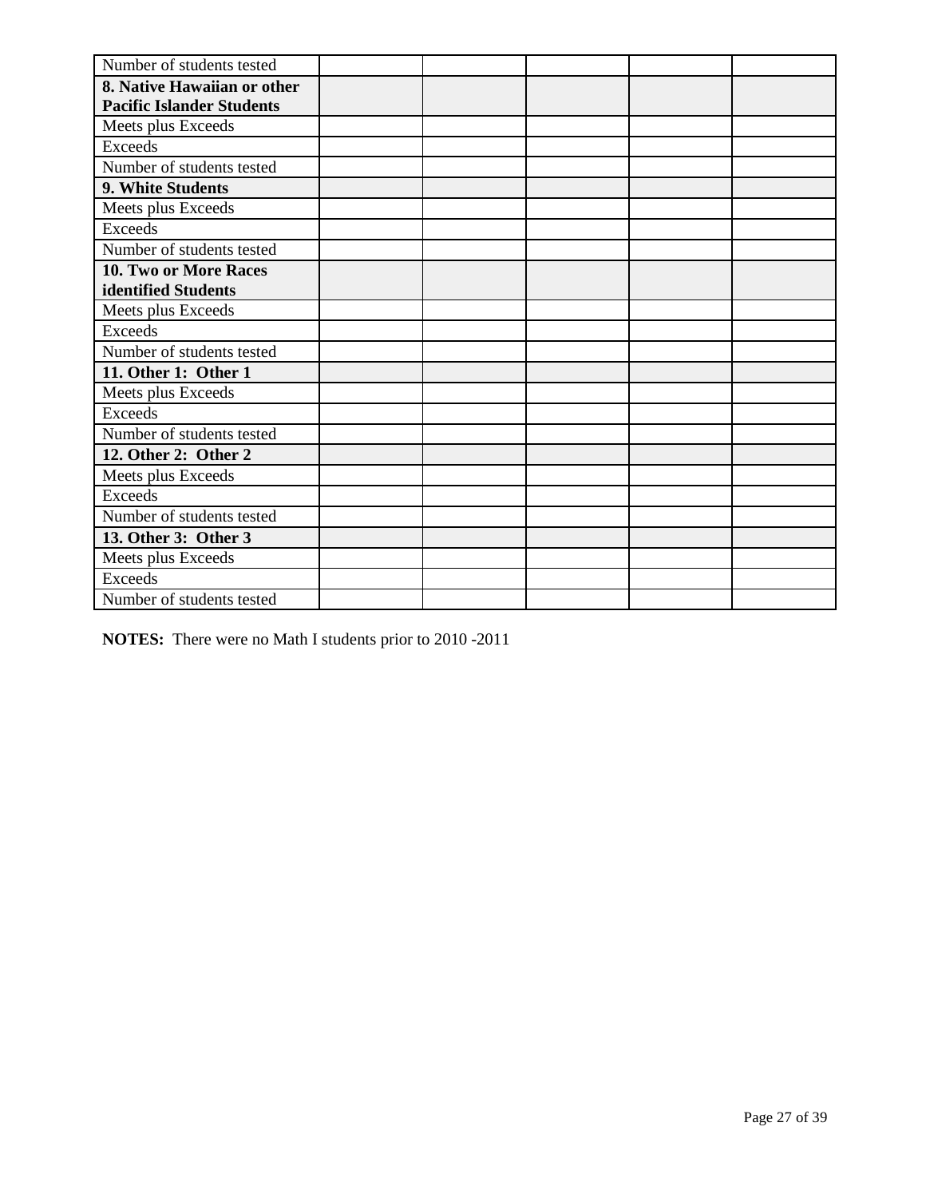| | | | | | |
|---|---|---|---|---|---|
| Number of students tested | | | | | |
| **8. Native Hawaiian or other Pacific Islander Students** | | | | | |
| Meets plus Exceeds | | | | | |
| Exceeds | | | | | |
| Number of students tested | | | | | |
| **9. White Students** | | | | | |
| Meets plus Exceeds | | | | | |
| Exceeds | | | | | |
| Number of students tested | | | | | |
| **10. Two or More Races identified Students** | | | | | |
| Meets plus Exceeds | | | | | |
| Exceeds | | | | | |
| Number of students tested | | | | | |
| **11. Other 1: Other 1** | | | | | |
| Meets plus Exceeds | | | | | |
| Exceeds | | | | | |
| Number of students tested | | | | | |
| **12. Other 2: Other 2** | | | | | |
| Meets plus Exceeds | | | | | |
| Exceeds | | | | | |
| Number of students tested | | | | | |
| **13. Other 3: Other 3** | | | | | |
| Meets plus Exceeds | | | | | |
| Exceeds | | | | | |
| Number of students tested | | | | | |

**NOTES:** There were no Math I students prior to 2010 -2011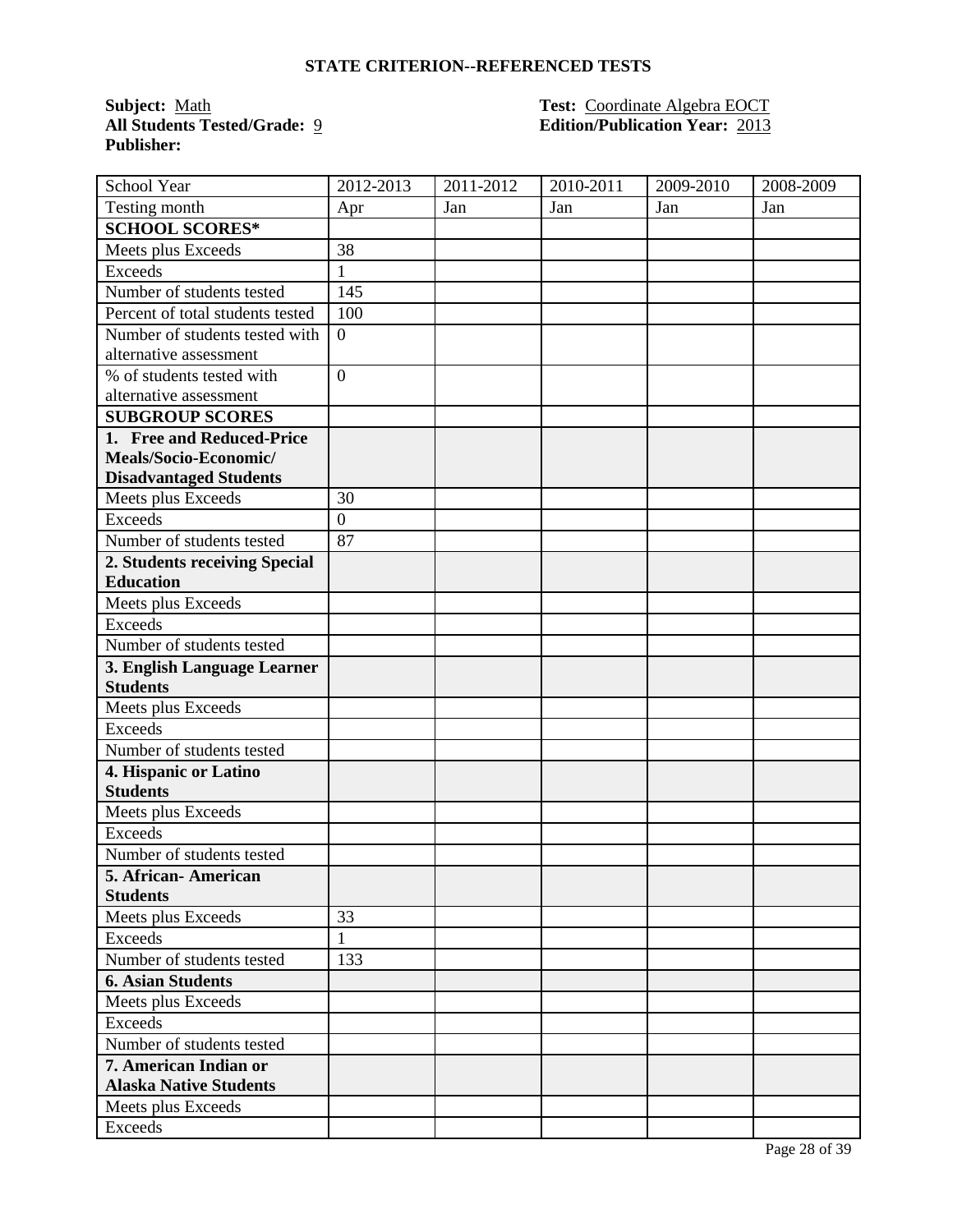## STATE CRITERION--REFERENCED TESTS

**Subject:** Math  
**All Students Tested/Grade:** 9  
**Publisher:**

**Test:** Coordinate Algebra EOCT  
**Edition/Publication Year:** 2013

| School Year | 2012-2013 | 2011-2012 | 2010-2011 | 2009-2010 | 2008-2009 |
|---|---|---|---|---|---|
| Testing month | Apr | Jan | Jan | Jan | Jan |
| **SCHOOL SCORES*** | | | | | |
| Meets plus Exceeds | 38 | | | | |
| Exceeds | 1 | | | | |
| Number of students tested | 145 | | | | |
| Percent of total students tested | 100 | | | | |
| Number of students tested with alternative assessment | 0 | | | | |
| % of students tested with alternative assessment | 0 | | | | |
| **SUBGROUP SCORES** | | | | | |
| **1. Free and Reduced-Price Meals/Socio-Economic/ Disadvantaged Students** | | | | | |
| Meets plus Exceeds | 30 | | | | |
| Exceeds | 0 | | | | |
| Number of students tested | 87 | | | | |
| **2. Students receiving Special Education** | | | | | |
| Meets plus Exceeds | | | | | |
| Exceeds | | | | | |
| Number of students tested | | | | | |
| **3. English Language Learner Students** | | | | | |
| Meets plus Exceeds | | | | | |
| Exceeds | | | | | |
| Number of students tested | | | | | |
| **4. Hispanic or Latino Students** | | | | | |
| Meets plus Exceeds | | | | | |
| Exceeds | | | | | |
| Number of students tested | | | | | |
| **5. African- American Students** | | | | | |
| Meets plus Exceeds | 33 | | | | |
| Exceeds | 1 | | | | |
| Number of students tested | 133 | | | | |
| **6. Asian Students** | | | | | |
| Meets plus Exceeds | | | | | |
| Exceeds | | | | | |
| Number of students tested | | | | | |
| **7. American Indian or Alaska Native Students** | | | | | |
| Meets plus Exceeds | | | | | |
| Exceeds | | | | | |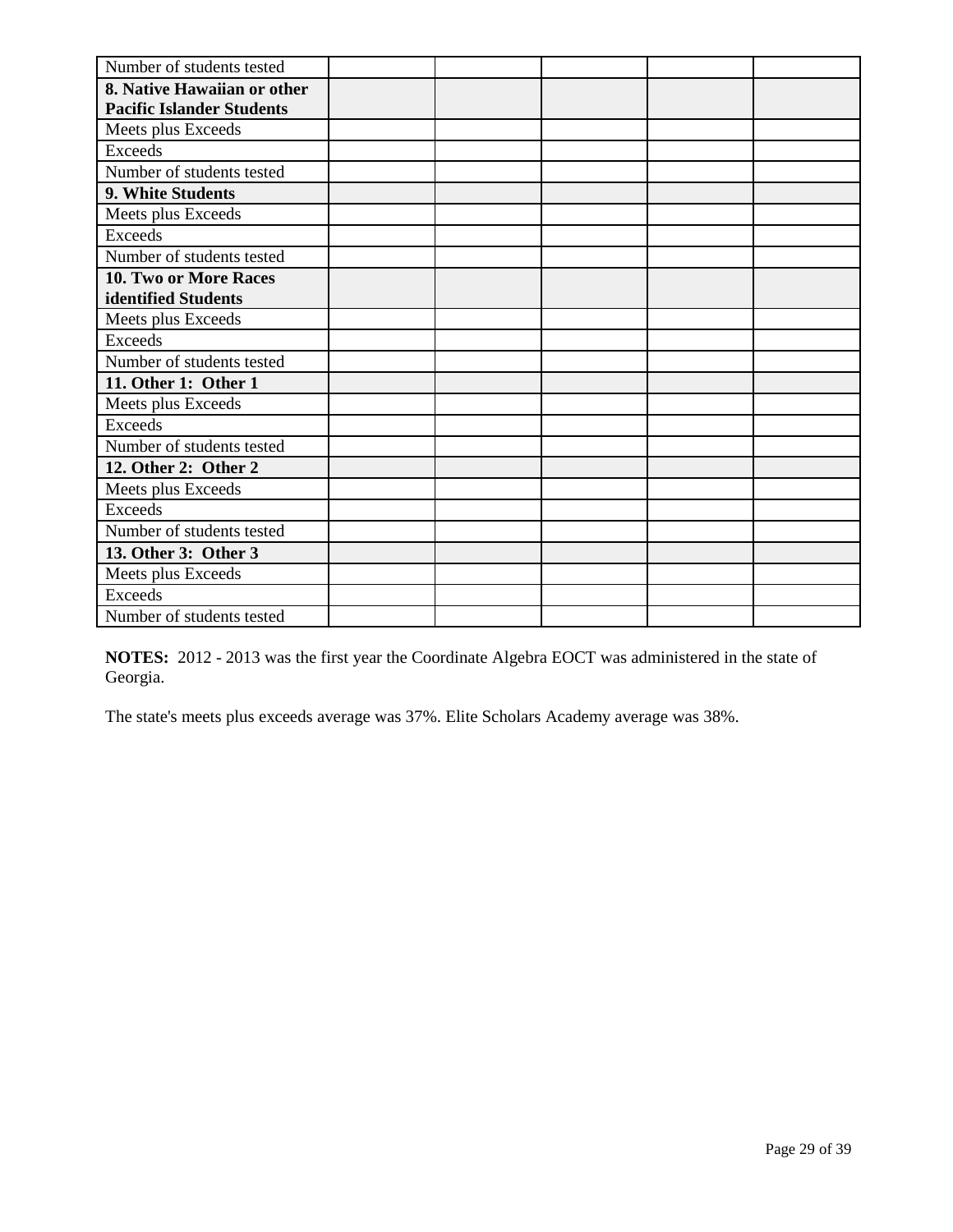| | | | | | |
|---|---|---|---|---|---|
| Number of students tested | | | | | |
| **8. Native Hawaiian or other Pacific Islander Students** | | | | | |
| Meets plus Exceeds | | | | | |
| Exceeds | | | | | |
| Number of students tested | | | | | |
| **9. White Students** | | | | | |
| Meets plus Exceeds | | | | | |
| Exceeds | | | | | |
| Number of students tested | | | | | |
| **10. Two or More Races identified Students** | | | | | |
| Meets plus Exceeds | | | | | |
| Exceeds | | | | | |
| Number of students tested | | | | | |
| **11. Other 1: Other 1** | | | | | |
| Meets plus Exceeds | | | | | |
| Exceeds | | | | | |
| Number of students tested | | | | | |
| **12. Other 2: Other 2** | | | | | |
| Meets plus Exceeds | | | | | |
| Exceeds | | | | | |
| Number of students tested | | | | | |
| **13. Other 3: Other 3** | | | | | |
| Meets plus Exceeds | | | | | |
| Exceeds | | | | | |
| Number of students tested | | | | | |

**NOTES:** 2012 - 2013 was the first year the Coordinate Algebra EOCT was administered in the state of Georgia.

The state's meets plus exceeds average was 37%. Elite Scholars Academy average was 38%.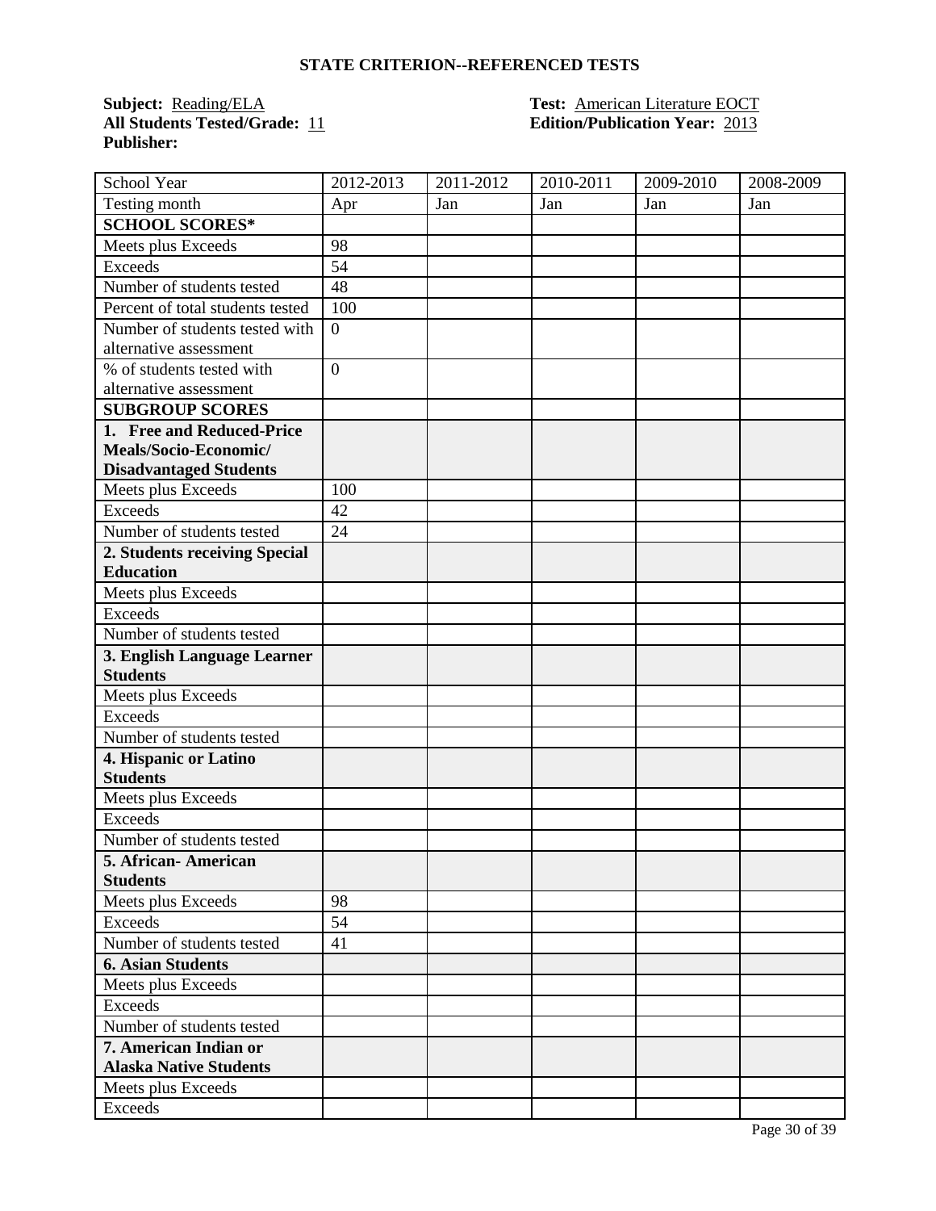## STATE CRITERION--REFERENCED TESTS

**Subject:** Reading/ELA  
**All Students Tested/Grade:** 11  
**Publisher:**

**Test:** American Literature EOCT  
**Edition/Publication Year:** 2013

| School Year | 2012-2013 | 2011-2012 | 2010-2011 | 2009-2010 | 2008-2009 |
|---|---|---|---|---|---|
| Testing month | Apr | Jan | Jan | Jan | Jan |
| **SCHOOL SCORES*** | | | | | |
| Meets plus Exceeds | 98 | | | | |
| Exceeds | 54 | | | | |
| Number of students tested | 48 | | | | |
| Percent of total students tested | 100 | | | | |
| Number of students tested with alternative assessment | 0 | | | | |
| % of students tested with alternative assessment | 0 | | | | |
| **SUBGROUP SCORES** | | | | | |
| **1. Free and Reduced-Price Meals/Socio-Economic/ Disadvantaged Students** | | | | | |
| Meets plus Exceeds | 100 | | | | |
| Exceeds | 42 | | | | |
| Number of students tested | 24 | | | | |
| **2. Students receiving Special Education** | | | | | |
| Meets plus Exceeds | | | | | |
| Exceeds | | | | | |
| Number of students tested | | | | | |
| **3. English Language Learner Students** | | | | | |
| Meets plus Exceeds | | | | | |
| Exceeds | | | | | |
| Number of students tested | | | | | |
| **4. Hispanic or Latino Students** | | | | | |
| Meets plus Exceeds | | | | | |
| Exceeds | | | | | |
| Number of students tested | | | | | |
| **5. African- American Students** | | | | | |
| Meets plus Exceeds | 98 | | | | |
| Exceeds | 54 | | | | |
| Number of students tested | 41 | | | | |
| **6. Asian Students** | | | | | |
| Meets plus Exceeds | | | | | |
| Exceeds | | | | | |
| Number of students tested | | | | | |
| **7. American Indian or Alaska Native Students** | | | | | |
| Meets plus Exceeds | | | | | |
| Exceeds | | | | | |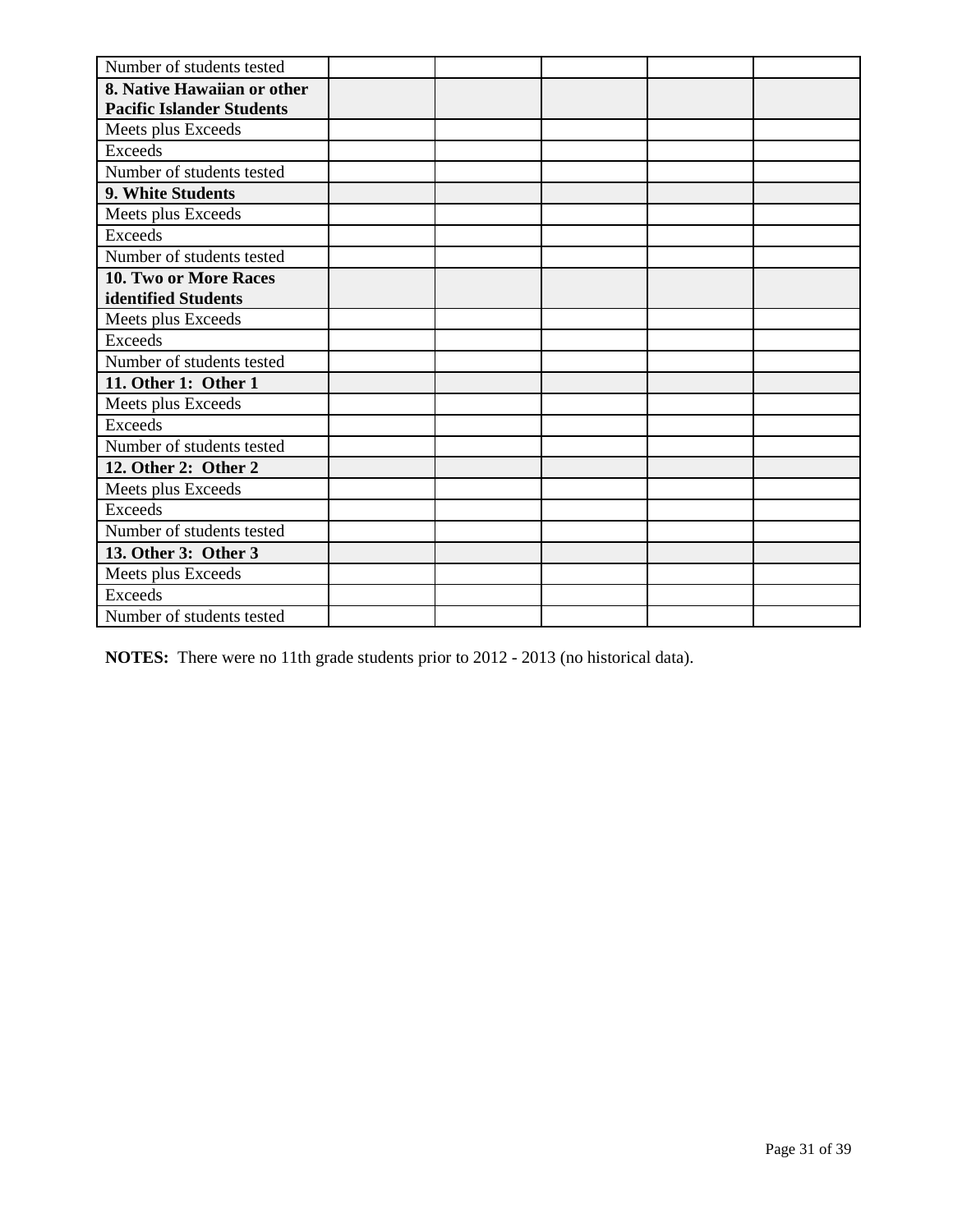| Number of students tested | | | | | |
|---|---|---|---|---|---|
| **8. Native Hawaiian or other Pacific Islander Students** | | | | | |
| Meets plus Exceeds | | | | | |
| Exceeds | | | | | |
| Number of students tested | | | | | |
| **9. White Students** | | | | | |
| Meets plus Exceeds | | | | | |
| Exceeds | | | | | |
| Number of students tested | | | | | |
| **10. Two or More Races identified Students** | | | | | |
| Meets plus Exceeds | | | | | |
| Exceeds | | | | | |
| Number of students tested | | | | | |
| **11. Other 1: Other 1** | | | | | |
| Meets plus Exceeds | | | | | |
| Exceeds | | | | | |
| Number of students tested | | | | | |
| **12. Other 2: Other 2** | | | | | |
| Meets plus Exceeds | | | | | |
| Exceeds | | | | | |
| Number of students tested | | | | | |
| **13. Other 3: Other 3** | | | | | |
| Meets plus Exceeds | | | | | |
| Exceeds | | | | | |
| Number of students tested | | | | | |

**NOTES:** There were no 11th grade students prior to 2012 - 2013 (no historical data).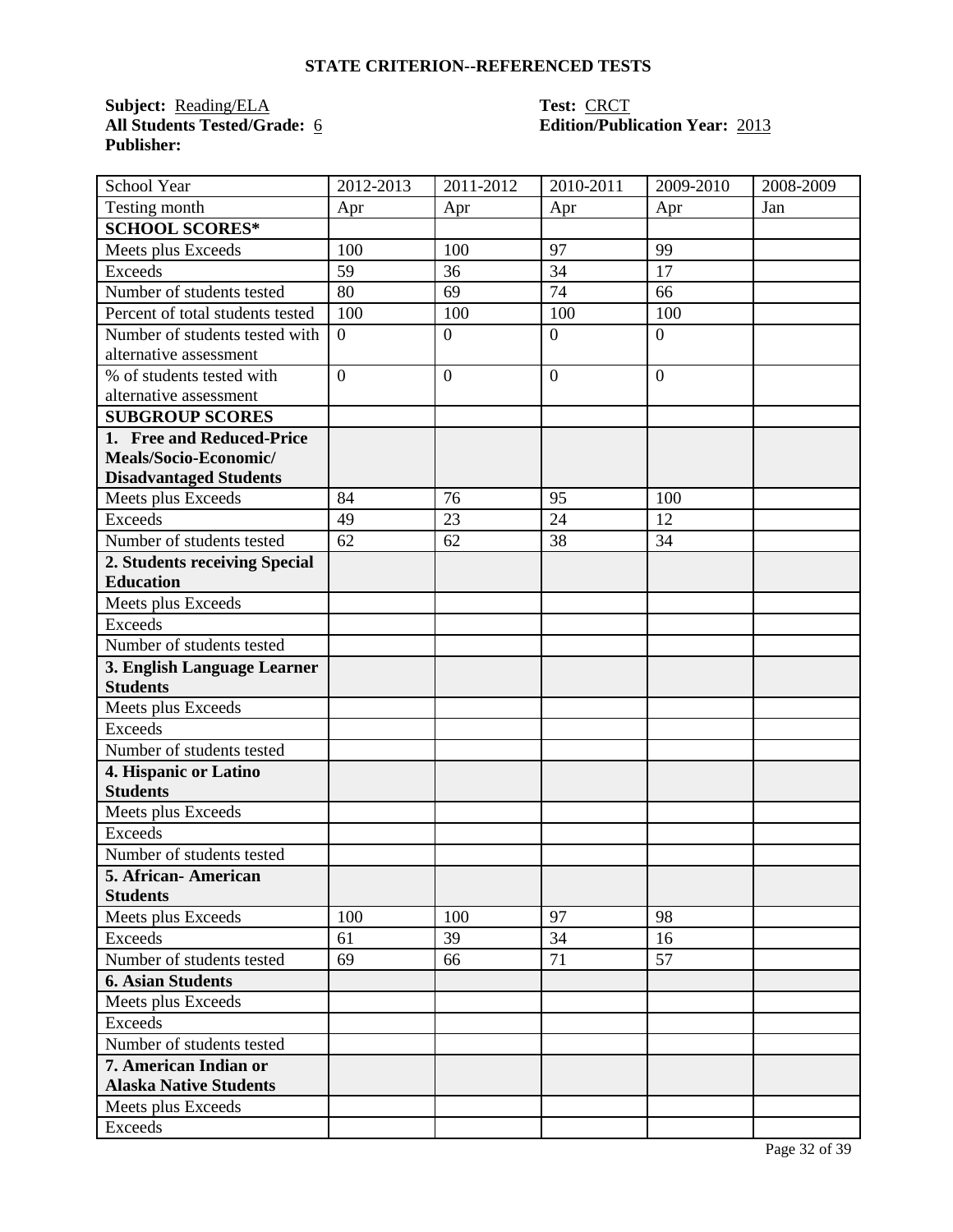## STATE CRITERION--REFERENCED TESTS

**Subject:** Reading/ELA
**All Students Tested/Grade:** 6
**Publisher:**

**Test:** CRCT
**Edition/Publication Year:** 2013

| School Year | 2012-2013 | 2011-2012 | 2010-2011 | 2009-2010 | 2008-2009 |
|---|---|---|---|---|---|
| Testing month | Apr | Apr | Apr | Apr | Jan |
| **SCHOOL SCORES*** | | | | | |
| Meets plus Exceeds | 100 | 100 | 97 | 99 | |
| Exceeds | 59 | 36 | 34 | 17 | |
| Number of students tested | 80 | 69 | 74 | 66 | |
| Percent of total students tested | 100 | 100 | 100 | 100 | |
| Number of students tested with alternative assessment | 0 | 0 | 0 | 0 | |
| % of students tested with alternative assessment | 0 | 0 | 0 | 0 | |
| **SUBGROUP SCORES** | | | | | |
| **1. Free and Reduced-Price Meals/Socio-Economic/ Disadvantaged Students** | | | | | |
| Meets plus Exceeds | 84 | 76 | 95 | 100 | |
| Exceeds | 49 | 23 | 24 | 12 | |
| Number of students tested | 62 | 62 | 38 | 34 | |
| **2. Students receiving Special Education** | | | | | |
| Meets plus Exceeds | | | | | |
| Exceeds | | | | | |
| Number of students tested | | | | | |
| **3. English Language Learner Students** | | | | | |
| Meets plus Exceeds | | | | | |
| Exceeds | | | | | |
| Number of students tested | | | | | |
| **4. Hispanic or Latino Students** | | | | | |
| Meets plus Exceeds | | | | | |
| Exceeds | | | | | |
| Number of students tested | | | | | |
| **5. African- American Students** | | | | | |
| Meets plus Exceeds | 100 | 100 | 97 | 98 | |
| Exceeds | 61 | 39 | 34 | 16 | |
| Number of students tested | 69 | 66 | 71 | 57 | |
| **6. Asian Students** | | | | | |
| Meets plus Exceeds | | | | | |
| Exceeds | | | | | |
| Number of students tested | | | | | |
| **7. American Indian or Alaska Native Students** | | | | | |
| Meets plus Exceeds | | | | | |
| Exceeds | | | | | |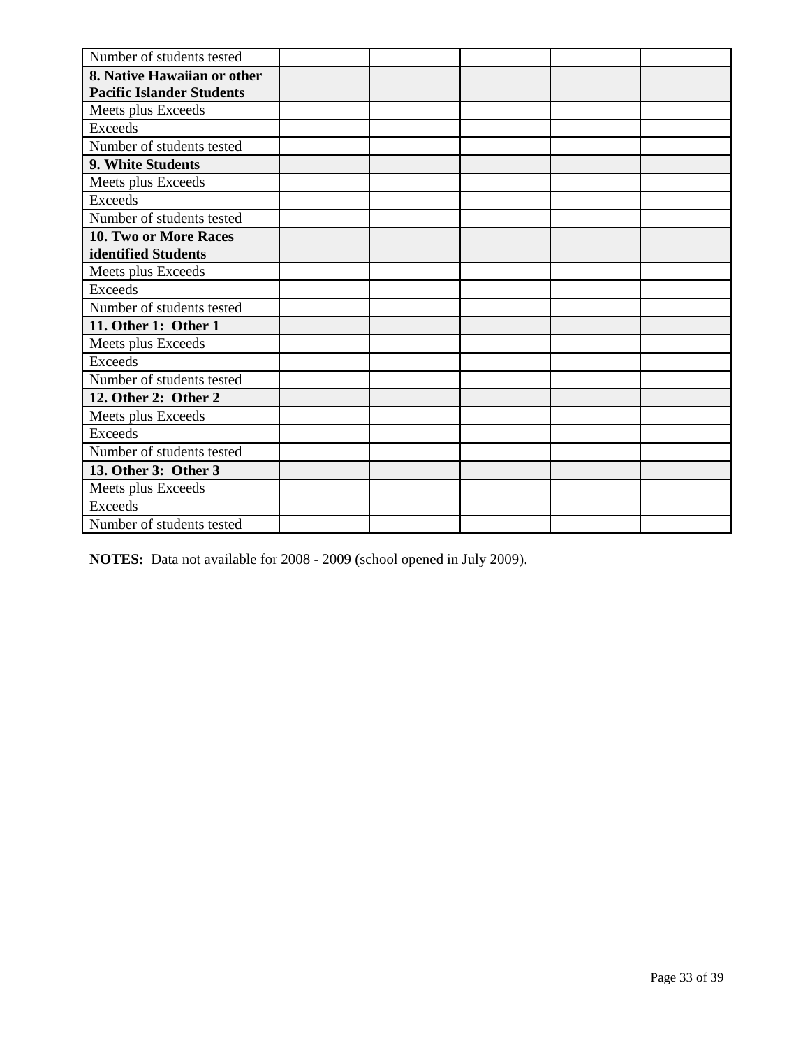| Number of students tested | | | | | |
|---|---|---|---|---|---|
| **8. Native Hawaiian or other Pacific Islander Students** | | | | | |
| Meets plus Exceeds | | | | | |
| Exceeds | | | | | |
| Number of students tested | | | | | |
| **9. White Students** | | | | | |
| Meets plus Exceeds | | | | | |
| Exceeds | | | | | |
| Number of students tested | | | | | |
| **10. Two or More Races identified Students** | | | | | |
| Meets plus Exceeds | | | | | |
| Exceeds | | | | | |
| Number of students tested | | | | | |
| **11. Other 1: Other 1** | | | | | |
| Meets plus Exceeds | | | | | |
| Exceeds | | | | | |
| Number of students tested | | | | | |
| **12. Other 2: Other 2** | | | | | |
| Meets plus Exceeds | | | | | |
| Exceeds | | | | | |
| Number of students tested | | | | | |
| **13. Other 3: Other 3** | | | | | |
| Meets plus Exceeds | | | | | |
| Exceeds | | | | | |
| Number of students tested | | | | | |

**NOTES:** Data not available for 2008 - 2009 (school opened in July 2009).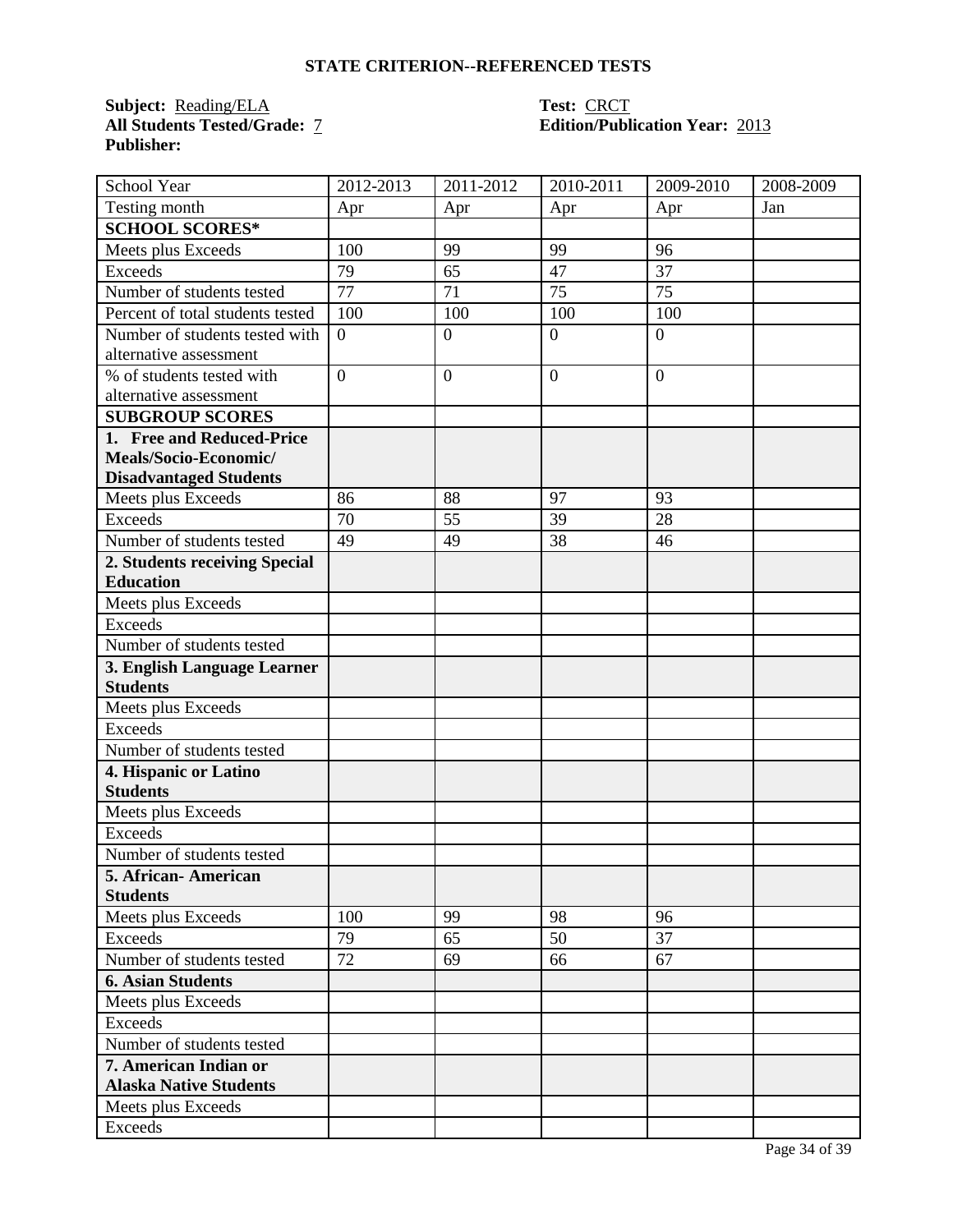## STATE CRITERION--REFERENCED TESTS

**Subject:** Reading/ELA
**All Students Tested/Grade:** 7
**Publisher:**

**Test:** CRCT
**Edition/Publication Year:** 2013

| School Year | 2012-2013 | 2011-2012 | 2010-2011 | 2009-2010 | 2008-2009 |
|---|---|---|---|---|---|
| Testing month | Apr | Apr | Apr | Apr | Jan |
| **SCHOOL SCORES*** | | | | | |
| Meets plus Exceeds | 100 | 99 | 99 | 96 | |
| Exceeds | 79 | 65 | 47 | 37 | |
| Number of students tested | 77 | 71 | 75 | 75 | |
| Percent of total students tested | 100 | 100 | 100 | 100 | |
| Number of students tested with alternative assessment | 0 | 0 | 0 | 0 | |
| % of students tested with alternative assessment | 0 | 0 | 0 | 0 | |
| **SUBGROUP SCORES** | | | | | |
| **1. Free and Reduced-Price Meals/Socio-Economic/ Disadvantaged Students** | | | | | |
| Meets plus Exceeds | 86 | 88 | 97 | 93 | |
| Exceeds | 70 | 55 | 39 | 28 | |
| Number of students tested | 49 | 49 | 38 | 46 | |
| **2. Students receiving Special Education** | | | | | |
| Meets plus Exceeds | | | | | |
| Exceeds | | | | | |
| Number of students tested | | | | | |
| **3. English Language Learner Students** | | | | | |
| Meets plus Exceeds | | | | | |
| Exceeds | | | | | |
| Number of students tested | | | | | |
| **4. Hispanic or Latino Students** | | | | | |
| Meets plus Exceeds | | | | | |
| Exceeds | | | | | |
| Number of students tested | | | | | |
| **5. African- American Students** | | | | | |
| Meets plus Exceeds | 100 | 99 | 98 | 96 | |
| Exceeds | 79 | 65 | 50 | 37 | |
| Number of students tested | 72 | 69 | 66 | 67 | |
| **6. Asian Students** | | | | | |
| Meets plus Exceeds | | | | | |
| Exceeds | | | | | |
| Number of students tested | | | | | |
| **7. American Indian or Alaska Native Students** | | | | | |
| Meets plus Exceeds | | | | | |
| Exceeds | | | | | |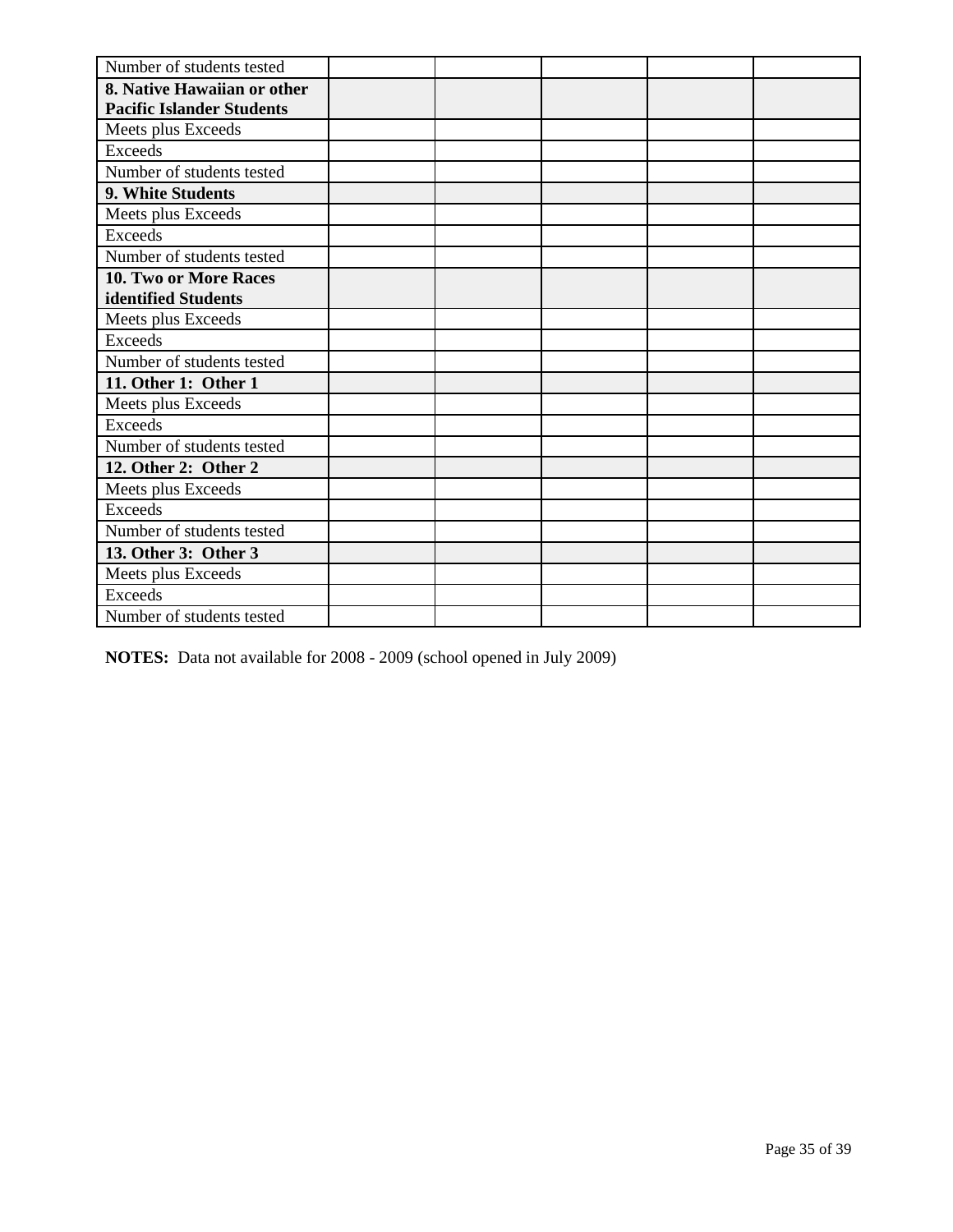| Number of students tested | | | | | |
|---|---|---|---|---|---|
| **8. Native Hawaiian or other Pacific Islander Students** | | | | | |
| Meets plus Exceeds | | | | | |
| Exceeds | | | | | |
| Number of students tested | | | | | |
| **9. White Students** | | | | | |
| Meets plus Exceeds | | | | | |
| Exceeds | | | | | |
| Number of students tested | | | | | |
| **10. Two or More Races identified Students** | | | | | |
| Meets plus Exceeds | | | | | |
| Exceeds | | | | | |
| Number of students tested | | | | | |
| **11. Other 1: Other 1** | | | | | |
| Meets plus Exceeds | | | | | |
| Exceeds | | | | | |
| Number of students tested | | | | | |
| **12. Other 2: Other 2** | | | | | |
| Meets plus Exceeds | | | | | |
| Exceeds | | | | | |
| Number of students tested | | | | | |
| **13. Other 3: Other 3** | | | | | |
| Meets plus Exceeds | | | | | |
| Exceeds | | | | | |
| Number of students tested | | | | | |

**NOTES:** Data not available for 2008 - 2009 (school opened in July 2009)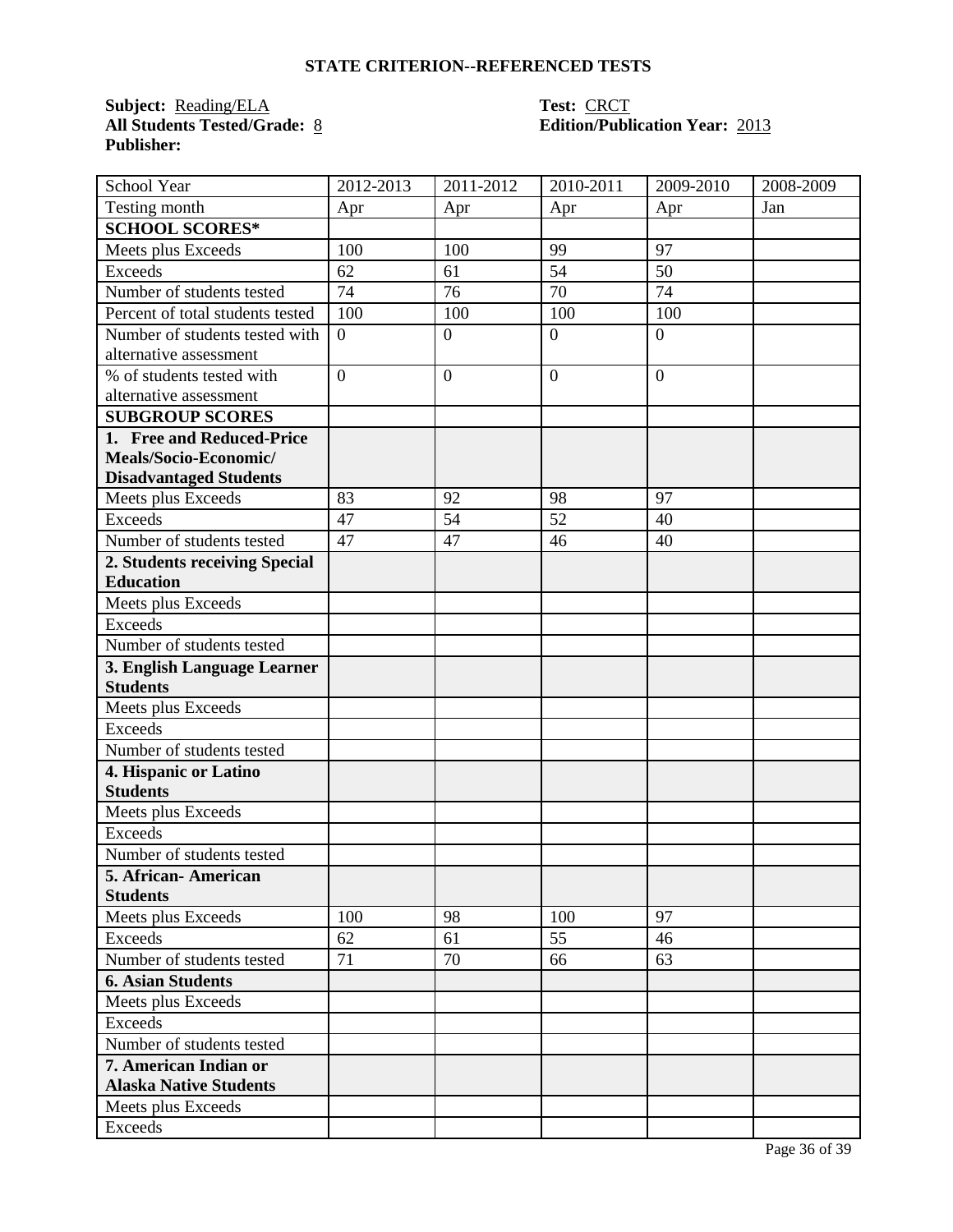## STATE CRITERION--REFERENCED TESTS

**Subject:** Reading/ELA
**All Students Tested/Grade:** 8
**Publisher:**

**Test:** CRCT
**Edition/Publication Year:** 2013

| School Year | 2012-2013 | 2011-2012 | 2010-2011 | 2009-2010 | 2008-2009 |
|---|---|---|---|---|---|
| Testing month | Apr | Apr | Apr | Apr | Jan |
| **SCHOOL SCORES*** | | | | | |
| Meets plus Exceeds | 100 | 100 | 99 | 97 | |
| Exceeds | 62 | 61 | 54 | 50 | |
| Number of students tested | 74 | 76 | 70 | 74 | |
| Percent of total students tested | 100 | 100 | 100 | 100 | |
| Number of students tested with alternative assessment | 0 | 0 | 0 | 0 | |
| % of students tested with alternative assessment | 0 | 0 | 0 | 0 | |
| **SUBGROUP SCORES** | | | | | |
| **1. Free and Reduced-Price Meals/Socio-Economic/ Disadvantaged Students** | | | | | |
| Meets plus Exceeds | 83 | 92 | 98 | 97 | |
| Exceeds | 47 | 54 | 52 | 40 | |
| Number of students tested | 47 | 47 | 46 | 40 | |
| **2. Students receiving Special Education** | | | | | |
| Meets plus Exceeds | | | | | |
| Exceeds | | | | | |
| Number of students tested | | | | | |
| **3. English Language Learner Students** | | | | | |
| Meets plus Exceeds | | | | | |
| Exceeds | | | | | |
| Number of students tested | | | | | |
| **4. Hispanic or Latino Students** | | | | | |
| Meets plus Exceeds | | | | | |
| Exceeds | | | | | |
| Number of students tested | | | | | |
| **5. African- American Students** | | | | | |
| Meets plus Exceeds | 100 | 98 | 100 | 97 | |
| Exceeds | 62 | 61 | 55 | 46 | |
| Number of students tested | 71 | 70 | 66 | 63 | |
| **6. Asian Students** | | | | | |
| Meets plus Exceeds | | | | | |
| Exceeds | | | | | |
| Number of students tested | | | | | |
| **7. American Indian or Alaska Native Students** | | | | | |
| Meets plus Exceeds | | | | | |
| Exceeds | | | | | |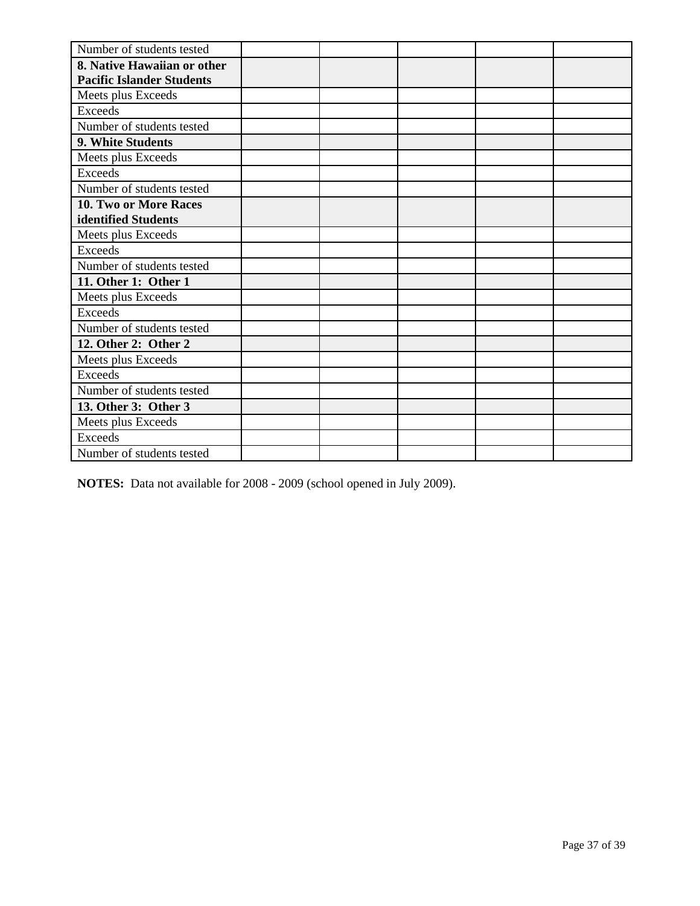| Number of students tested | | | | | |
|---|---|---|---|---|---|
| **8. Native Hawaiian or other Pacific Islander Students** | | | | | |
| Meets plus Exceeds | | | | | |
| Exceeds | | | | | |
| Number of students tested | | | | | |
| **9. White Students** | | | | | |
| Meets plus Exceeds | | | | | |
| Exceeds | | | | | |
| Number of students tested | | | | | |
| **10. Two or More Races identified Students** | | | | | |
| Meets plus Exceeds | | | | | |
| Exceeds | | | | | |
| Number of students tested | | | | | |
| **11. Other 1: Other 1** | | | | | |
| Meets plus Exceeds | | | | | |
| Exceeds | | | | | |
| Number of students tested | | | | | |
| **12. Other 2: Other 2** | | | | | |
| Meets plus Exceeds | | | | | |
| Exceeds | | | | | |
| Number of students tested | | | | | |
| **13. Other 3: Other 3** | | | | | |
| Meets plus Exceeds | | | | | |
| Exceeds | | | | | |
| Number of students tested | | | | | |

**NOTES:** Data not available for 2008 - 2009 (school opened in July 2009).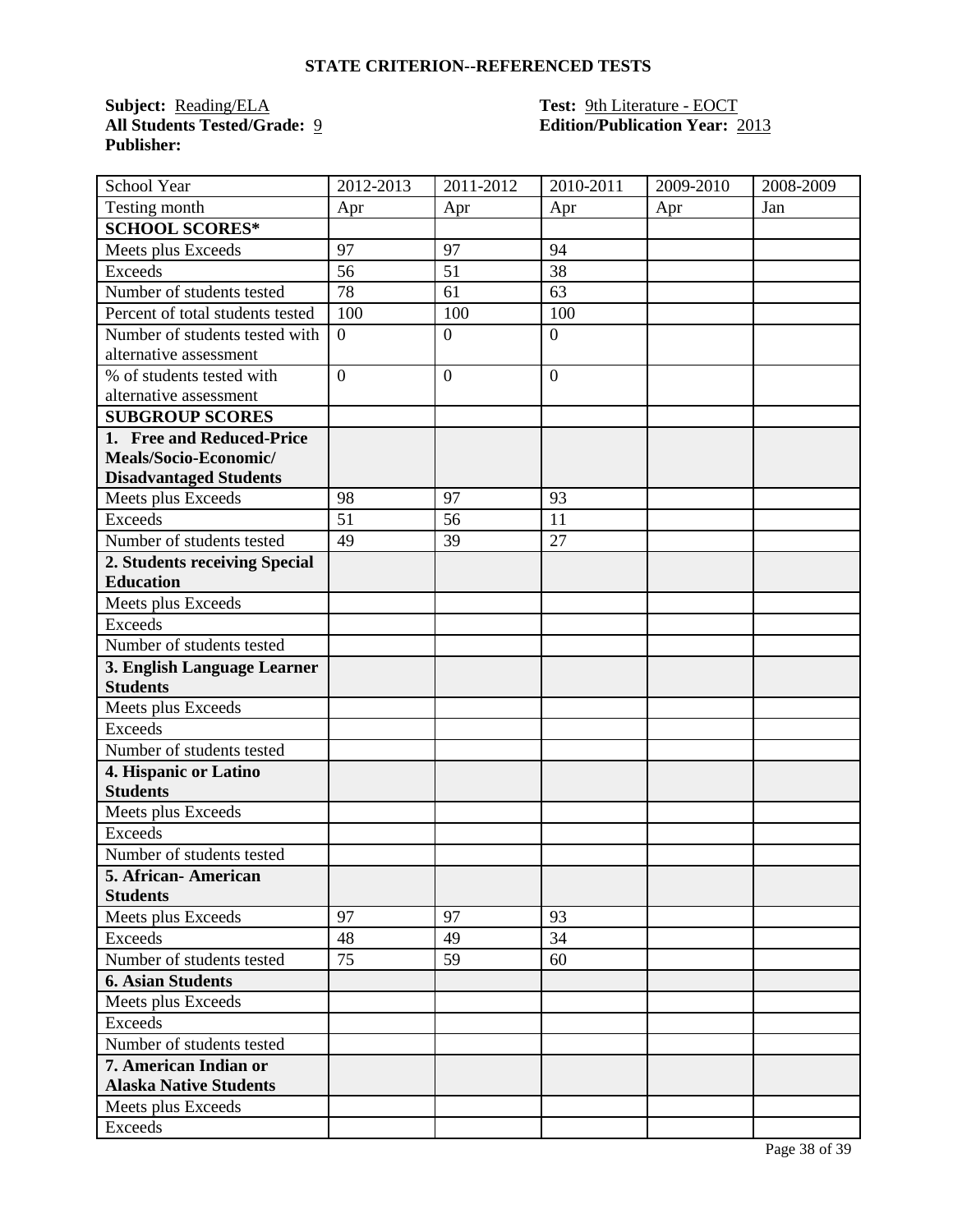## STATE CRITERION--REFERENCED TESTS

**Subject:** Reading/ELA
**All Students Tested/Grade:** 9
**Publisher:**

**Test:** 9th Literature - EOCT
**Edition/Publication Year:** 2013

| School Year | 2012-2013 | 2011-2012 | 2010-2011 | 2009-2010 | 2008-2009 |
|---|---|---|---|---|---|
| Testing month | Apr | Apr | Apr | Apr | Jan |
| **SCHOOL SCORES*** | | | | | |
| Meets plus Exceeds | 97 | 97 | 94 | | |
| Exceeds | 56 | 51 | 38 | | |
| Number of students tested | 78 | 61 | 63 | | |
| Percent of total students tested | 100 | 100 | 100 | | |
| Number of students tested with alternative assessment | 0 | 0 | 0 | | |
| % of students tested with alternative assessment | 0 | 0 | 0 | | |
| **SUBGROUP SCORES** | | | | | |
| **1. Free and Reduced-Price Meals/Socio-Economic/ Disadvantaged Students** | | | | | |
| Meets plus Exceeds | 98 | 97 | 93 | | |
| Exceeds | 51 | 56 | 11 | | |
| Number of students tested | 49 | 39 | 27 | | |
| **2. Students receiving Special Education** | | | | | |
| Meets plus Exceeds | | | | | |
| Exceeds | | | | | |
| Number of students tested | | | | | |
| **3. English Language Learner Students** | | | | | |
| Meets plus Exceeds | | | | | |
| Exceeds | | | | | |
| Number of students tested | | | | | |
| **4. Hispanic or Latino Students** | | | | | |
| Meets plus Exceeds | | | | | |
| Exceeds | | | | | |
| Number of students tested | | | | | |
| **5. African- American Students** | | | | | |
| Meets plus Exceeds | 97 | 97 | 93 | | |
| Exceeds | 48 | 49 | 34 | | |
| Number of students tested | 75 | 59 | 60 | | |
| **6. Asian Students** | | | | | |
| Meets plus Exceeds | | | | | |
| Exceeds | | | | | |
| Number of students tested | | | | | |
| **7. American Indian or Alaska Native Students** | | | | | |
| Meets plus Exceeds | | | | | |
| Exceeds | | | | | |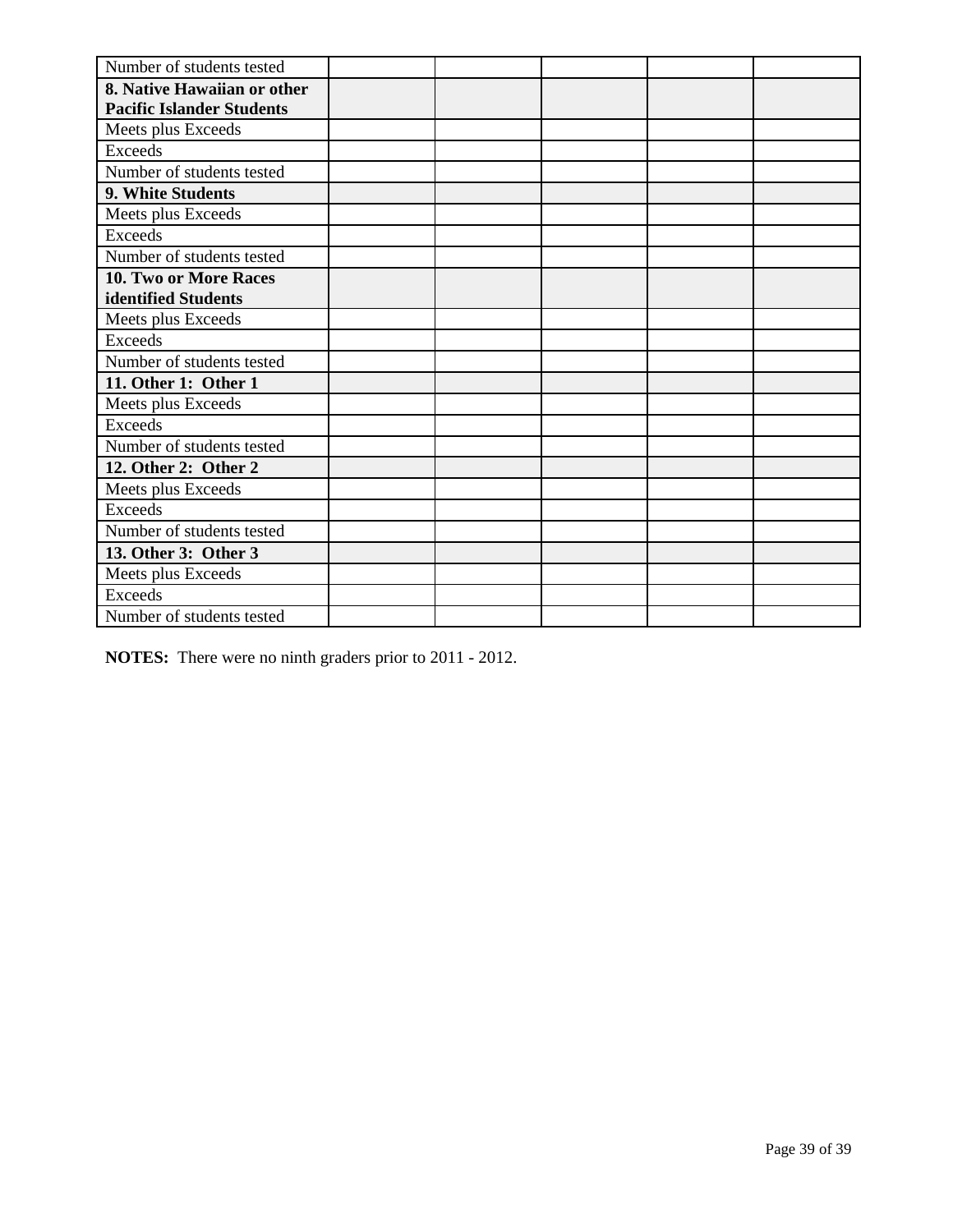| | | | | | |
|---|---|---|---|---|---|
| Number of students tested | | | | | |
| **8. Native Hawaiian or other Pacific Islander Students** | | | | | |
| Meets plus Exceeds | | | | | |
| Exceeds | | | | | |
| Number of students tested | | | | | |
| **9. White Students** | | | | | |
| Meets plus Exceeds | | | | | |
| Exceeds | | | | | |
| Number of students tested | | | | | |
| **10. Two or More Races identified Students** | | | | | |
| Meets plus Exceeds | | | | | |
| Exceeds | | | | | |
| Number of students tested | | | | | |
| **11. Other 1: Other 1** | | | | | |
| Meets plus Exceeds | | | | | |
| Exceeds | | | | | |
| Number of students tested | | | | | |
| **12. Other 2: Other 2** | | | | | |
| Meets plus Exceeds | | | | | |
| Exceeds | | | | | |
| Number of students tested | | | | | |
| **13. Other 3: Other 3** | | | | | |
| Meets plus Exceeds | | | | | |
| Exceeds | | | | | |
| Number of students tested | | | | | |

**NOTES:** There were no ninth graders prior to 2011 - 2012.